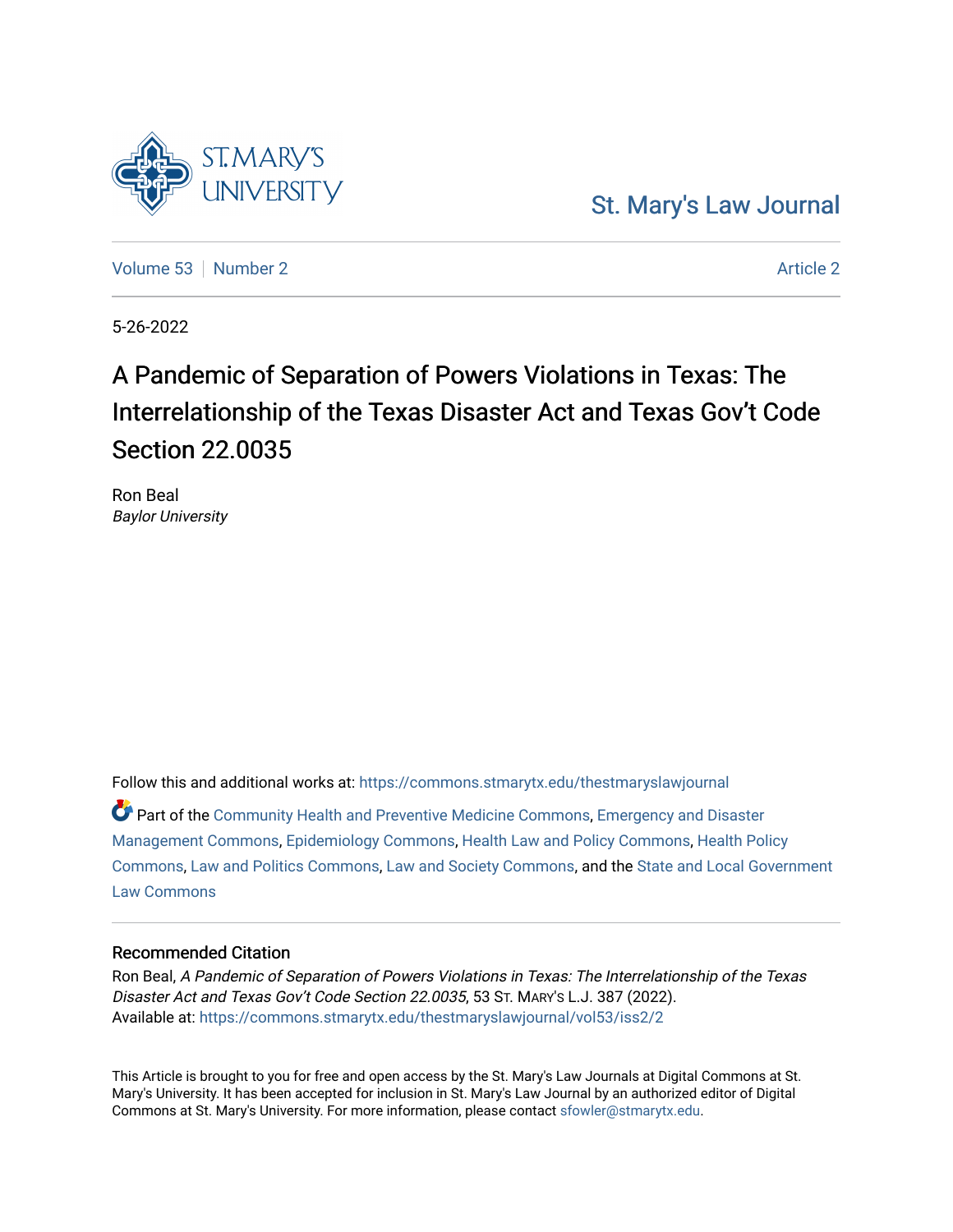St. Mary's Law Journal

Volume 53 | Number 2 | Article 2

5-26-2022

# A Pandemic of Separation of Powers Violations in Texas: The Interrelationship of the Texas Disaster Act and Texas Gov't Code Section 22.0035

Ron Beal
*Baylor University*

Follow this and additional works at: https://commons.stmarytx.edu/thestmaryslawjournal

Part of the Community Health and Preventive Medicine Commons, Emergency and Disaster Management Commons, Epidemiology Commons, Health Law and Policy Commons, Health Policy Commons, Law and Politics Commons, Law and Society Commons, and the State and Local Government Law Commons

## Recommended Citation

Ron Beal, *A Pandemic of Separation of Powers Violations in Texas: The Interrelationship of the Texas Disaster Act and Texas Gov't Code Section 22.0035*, 53 St. Mary's L.J. 387 (2022).
Available at: https://commons.stmarytx.edu/thestmaryslawjournal/vol53/iss2/2

This Article is brought to you for free and open access by the St. Mary's Law Journals at Digital Commons at St. Mary's University. It has been accepted for inclusion in St. Mary's Law Journal by an authorized editor of Digital Commons at St. Mary's University. For more information, please contact sfowler@stmarytx.edu.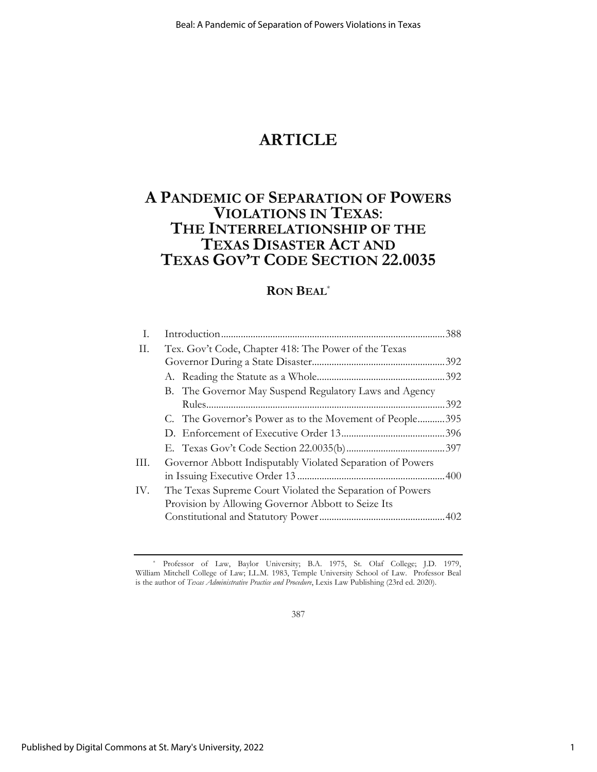# ARTICLE

# A PANDEMIC OF SEPARATION OF POWERS VIOLATIONS IN TEXAS: THE INTERRELATIONSHIP OF THE TEXAS DISASTER ACT AND TEXAS GOV'T CODE SECTION 22.0035

**RON BEAL**[*]

| | | |
|---|---|---|
| I. | Introduction | 388 |
| II. | Tex. Gov't Code, Chapter 418: The Power of the Texas Governor During a State Disaster | 392 |
| | A. Reading the Statute as a Whole | 392 |
| | B. The Governor May Suspend Regulatory Laws and Agency Rules | 392 |
| | C. The Governor's Power as to the Movement of People | 395 |
| | D. Enforcement of Executive Order 13 | 396 |
| | E. Texas Gov't Code Section 22.0035(b) | 397 |
| III. | Governor Abbott Indisputably Violated Separation of Powers in Issuing Executive Order 13 | 400 |
| IV. | The Texas Supreme Court Violated the Separation of Powers Provision by Allowing Governor Abbott to Seize Its Constitutional and Statutory Power | 402 |

[*] Professor of Law, Baylor University; B.A. 1975, St. Olaf College; J.D. 1979, William Mitchell College of Law; LL.M. 1983, Temple University School of Law. Professor Beal is the author of *Texas Administrative Practice and Procedure*, Lexis Law Publishing (23rd ed. 2020).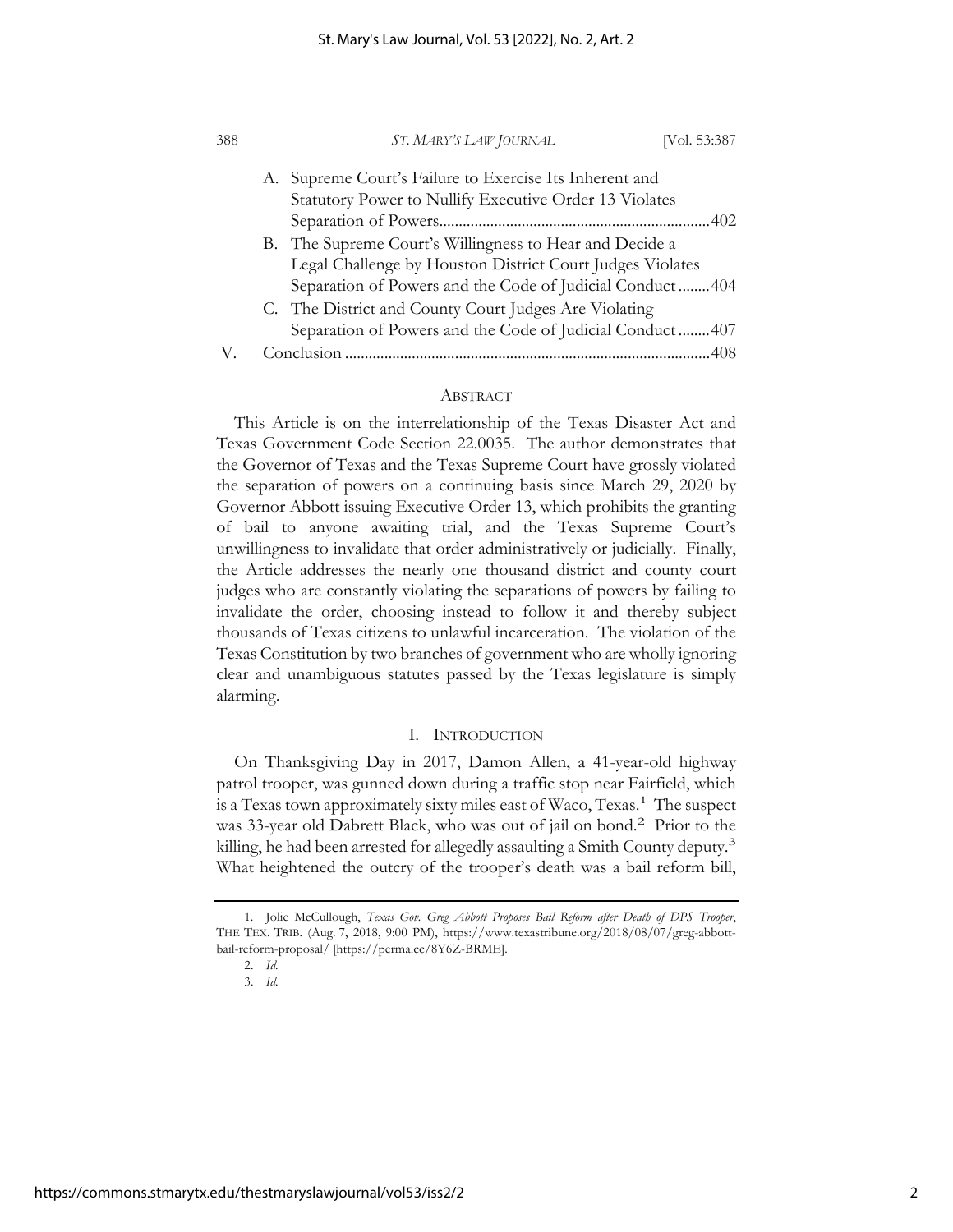A. Supreme Court's Failure to Exercise Its Inherent and Statutory Power to Nullify Executive Order 13 Violates Separation of Powers.......402

B. The Supreme Court's Willingness to Hear and Decide a Legal Challenge by Houston District Court Judges Violates Separation of Powers and the Code of Judicial Conduct........404

C. The District and County Court Judges Are Violating Separation of Powers and the Code of Judicial Conduct........407

V. Conclusion........408

## ABSTRACT

This Article is on the interrelationship of the Texas Disaster Act and Texas Government Code Section 22.0035. The author demonstrates that the Governor of Texas and the Texas Supreme Court have grossly violated the separation of powers on a continuing basis since March 29, 2020 by Governor Abbott issuing Executive Order 13, which prohibits the granting of bail to anyone awaiting trial, and the Texas Supreme Court's unwillingness to invalidate that order administratively or judicially. Finally, the Article addresses the nearly one thousand district and county court judges who are constantly violating the separations of powers by failing to invalidate the order, choosing instead to follow it and thereby subject thousands of Texas citizens to unlawful incarceration. The violation of the Texas Constitution by two branches of government who are wholly ignoring clear and unambiguous statutes passed by the Texas legislature is simply alarming.

## I. INTRODUCTION

On Thanksgiving Day in 2017, Damon Allen, a 41-year-old highway patrol trooper, was gunned down during a traffic stop near Fairfield, which is a Texas town approximately sixty miles east of Waco, Texas.[1] The suspect was 33-year old Dabrett Black, who was out of jail on bond.[2] Prior to the killing, he had been arrested for allegedly assaulting a Smith County deputy.[3] What heightened the outcry of the trooper's death was a bail reform bill,

---

1. Jolie McCullough, *Texas Gov. Greg Abbott Proposes Bail Reform after Death of DPS Trooper*, THE TEX. TRIB. (Aug. 7, 2018, 9:00 PM), https://www.texastribune.org/2018/08/07/greg-abbott-bail-reform-proposal/ [https://perma.cc/8Y6Z-BRME].

2. *Id.*

3. *Id.*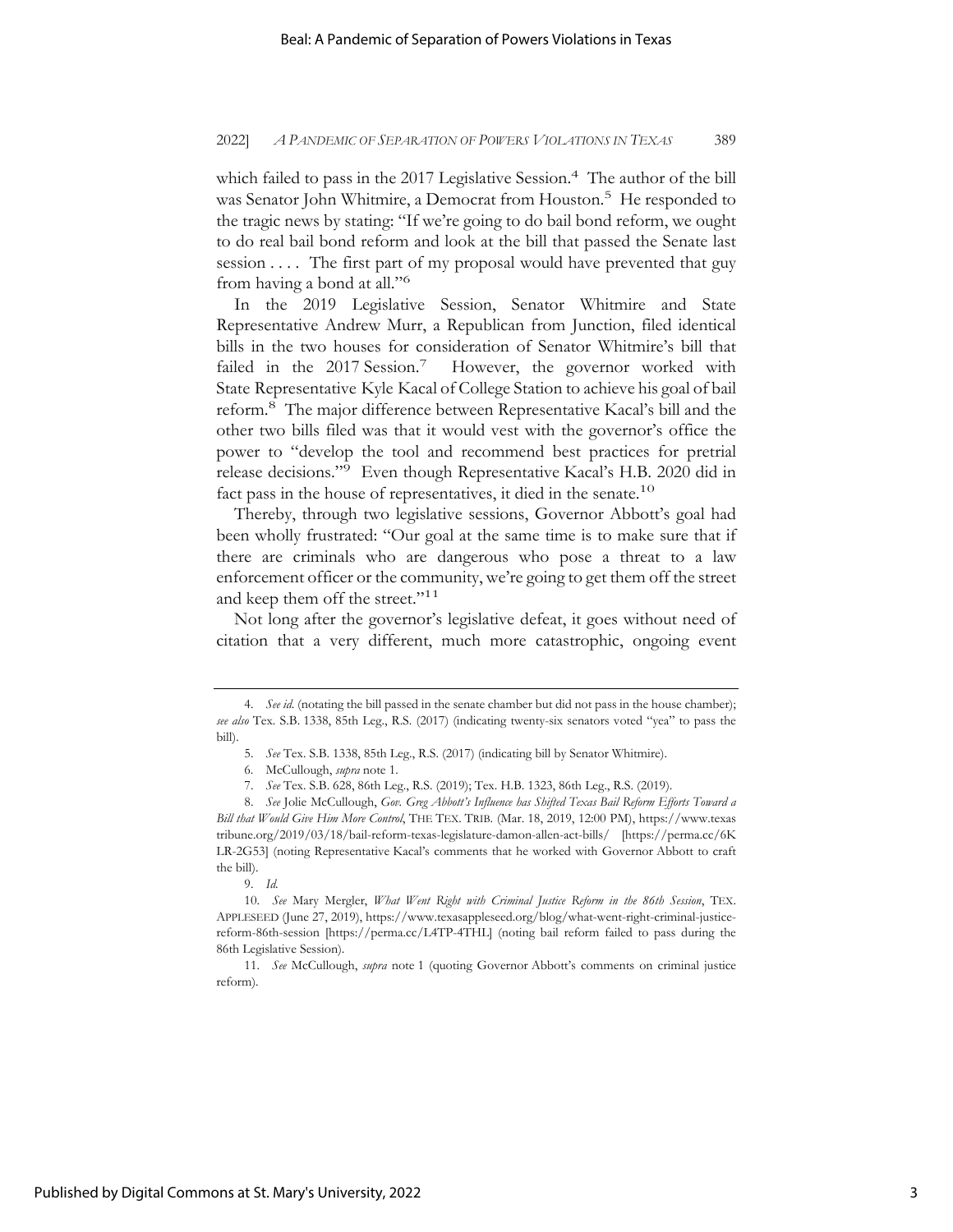which failed to pass in the 2017 Legislative Session.[4] The author of the bill was Senator John Whitmire, a Democrat from Houston.[5] He responded to the tragic news by stating: "If we're going to do bail bond reform, we ought to do real bail bond reform and look at the bill that passed the Senate last session . . . . The first part of my proposal would have prevented that guy from having a bond at all."[6]

In the 2019 Legislative Session, Senator Whitmire and State Representative Andrew Murr, a Republican from Junction, filed identical bills in the two houses for consideration of Senator Whitmire's bill that failed in the 2017 Session.[7] However, the governor worked with State Representative Kyle Kacal of College Station to achieve his goal of bail reform.[8] The major difference between Representative Kacal's bill and the other two bills filed was that it would vest with the governor's office the power to "develop the tool and recommend best practices for pretrial release decisions."[9] Even though Representative Kacal's H.B. 2020 did in fact pass in the house of representatives, it died in the senate.[10]

Thereby, through two legislative sessions, Governor Abbott's goal had been wholly frustrated: "Our goal at the same time is to make sure that if there are criminals who are dangerous who pose a threat to a law enforcement officer or the community, we're going to get them off the street and keep them off the street."[11]

Not long after the governor's legislative defeat, it goes without need of citation that a very different, much more catastrophic, ongoing event

---

4. *See id.* (notating the bill passed in the senate chamber but did not pass in the house chamber); *see also* Tex. S.B. 1338, 85th Leg., R.S. (2017) (indicating twenty-six senators voted "yea" to pass the bill).

5. *See* Tex. S.B. 1338, 85th Leg., R.S. (2017) (indicating bill by Senator Whitmire).

6. McCullough, *supra* note 1.

7. *See* Tex. S.B. 628, 86th Leg., R.S. (2019); Tex. H.B. 1323, 86th Leg., R.S. (2019).

8. *See* Jolie McCullough, *Gov. Greg Abbott's Influence has Shifted Texas Bail Reform Efforts Toward a Bill that Would Give Him More Control*, THE TEX. TRIB. (Mar. 18, 2019, 12:00 PM), https://www.texastribune.org/2019/03/18/bail-reform-texas-legislature-damon-allen-act-bills/ [https://perma.cc/6KLR-2G53] (noting Representative Kacal's comments that he worked with Governor Abbott to craft the bill).

9. *Id.*

10. *See* Mary Mergler, *What Went Right with Criminal Justice Reform in the 86th Session*, TEX. APPLESEED (June 27, 2019), https://www.texasappleseed.org/blog/what-went-right-criminal-justice-reform-86th-session [https://perma.cc/L4TP-4THL] (noting bail reform failed to pass during the 86th Legislative Session).

11. *See* McCullough, *supra* note 1 (quoting Governor Abbott's comments on criminal justice reform).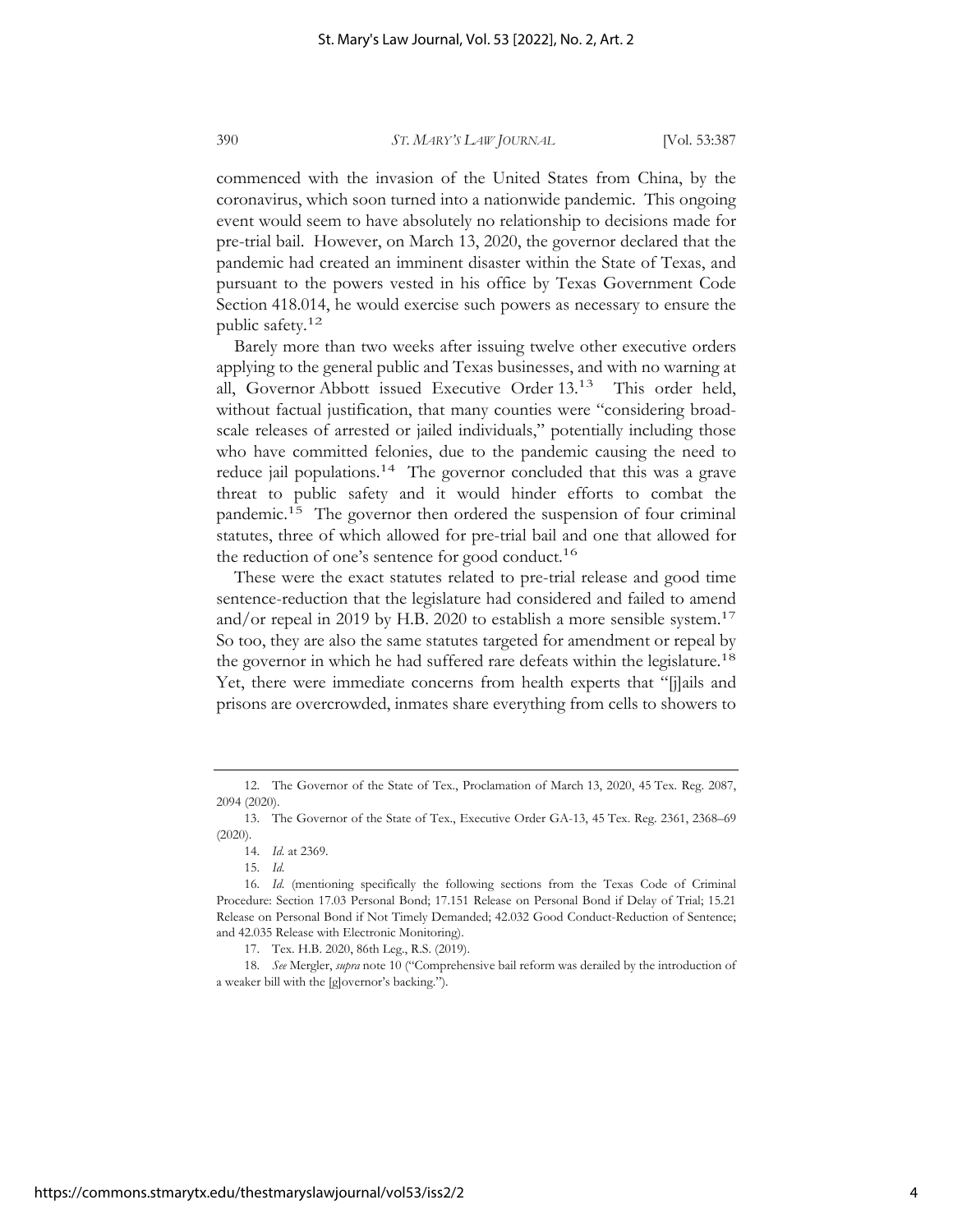commenced with the invasion of the United States from China, by the coronavirus, which soon turned into a nationwide pandemic. This ongoing event would seem to have absolutely no relationship to decisions made for pre-trial bail. However, on March 13, 2020, the governor declared that the pandemic had created an imminent disaster within the State of Texas, and pursuant to the powers vested in his office by Texas Government Code Section 418.014, he would exercise such powers as necessary to ensure the public safety.[12]

Barely more than two weeks after issuing twelve other executive orders applying to the general public and Texas businesses, and with no warning at all, Governor Abbott issued Executive Order 13.[13] This order held, without factual justification, that many counties were "considering broad-scale releases of arrested or jailed individuals," potentially including those who have committed felonies, due to the pandemic causing the need to reduce jail populations.[14] The governor concluded that this was a grave threat to public safety and it would hinder efforts to combat the pandemic.[15] The governor then ordered the suspension of four criminal statutes, three of which allowed for pre-trial bail and one that allowed for the reduction of one's sentence for good conduct.[16]

These were the exact statutes related to pre-trial release and good time sentence-reduction that the legislature had considered and failed to amend and/or repeal in 2019 by H.B. 2020 to establish a more sensible system.[17] So too, they are also the same statutes targeted for amendment or repeal by the governor in which he had suffered rare defeats within the legislature.[18] Yet, there were immediate concerns from health experts that "[j]ails and prisons are overcrowded, inmates share everything from cells to showers to

---

12. The Governor of the State of Tex., Proclamation of March 13, 2020, 45 Tex. Reg. 2087, 2094 (2020).

13. The Governor of the State of Tex., Executive Order GA-13, 45 Tex. Reg. 2361, 2368–69 (2020).

14. *Id.* at 2369.

15. *Id.*

16. *Id.* (mentioning specifically the following sections from the Texas Code of Criminal Procedure: Section 17.03 Personal Bond; 17.151 Release on Personal Bond if Delay of Trial; 15.21 Release on Personal Bond if Not Timely Demanded; 42.032 Good Conduct-Reduction of Sentence; and 42.035 Release with Electronic Monitoring).

17. Tex. H.B. 2020, 86th Leg., R.S. (2019).

18. *See* Mergler, *supra* note 10 ("Comprehensive bail reform was derailed by the introduction of a weaker bill with the [g]overnor's backing.").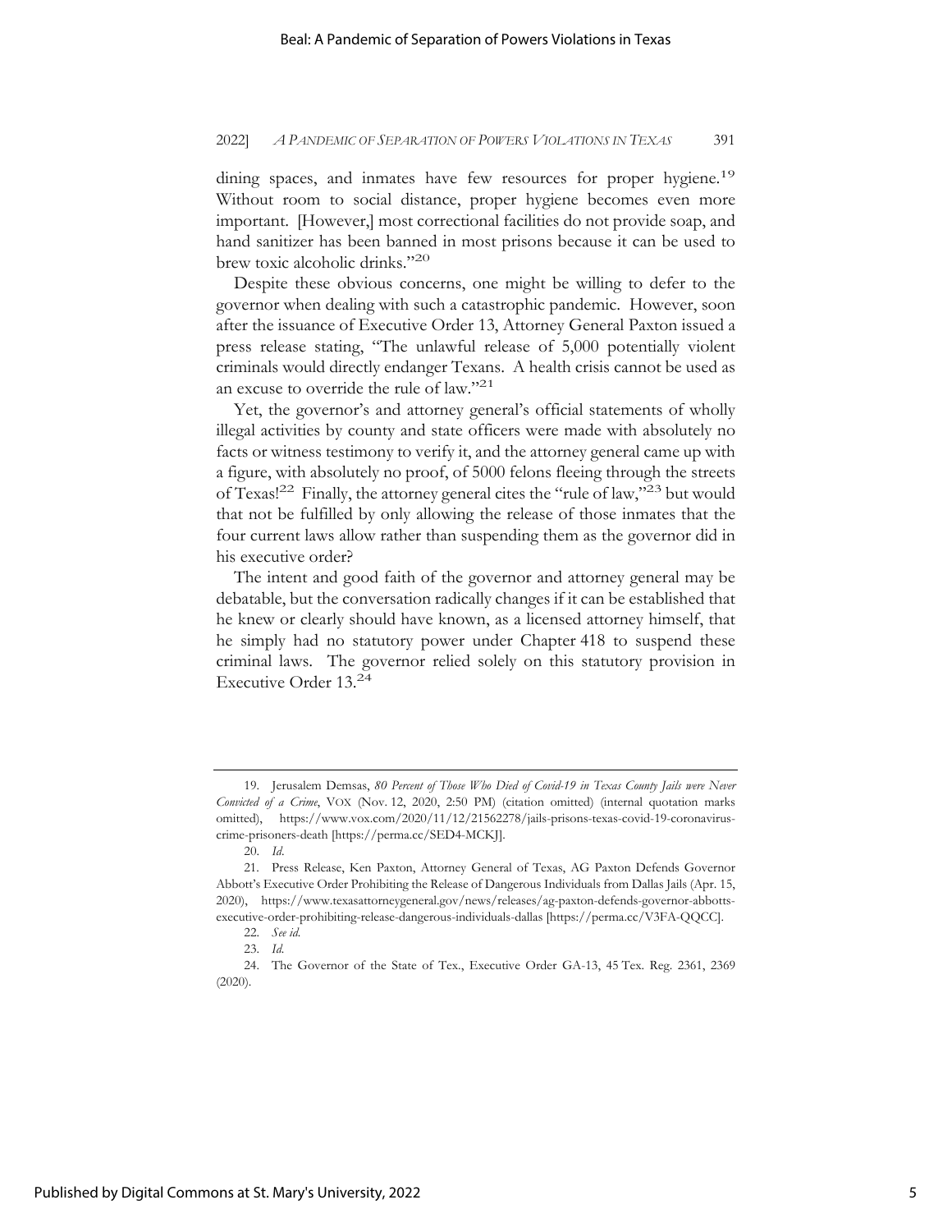dining spaces, and inmates have few resources for proper hygiene.[19] Without room to social distance, proper hygiene becomes even more important. [However,] most correctional facilities do not provide soap, and hand sanitizer has been banned in most prisons because it can be used to brew toxic alcoholic drinks."[20]

Despite these obvious concerns, one might be willing to defer to the governor when dealing with such a catastrophic pandemic. However, soon after the issuance of Executive Order 13, Attorney General Paxton issued a press release stating, "The unlawful release of 5,000 potentially violent criminals would directly endanger Texans. A health crisis cannot be used as an excuse to override the rule of law."[21]

Yet, the governor's and attorney general's official statements of wholly illegal activities by county and state officers were made with absolutely no facts or witness testimony to verify it, and the attorney general came up with a figure, with absolutely no proof, of 5000 felons fleeing through the streets of Texas![22] Finally, the attorney general cites the "rule of law,"[23] but would that not be fulfilled by only allowing the release of those inmates that the four current laws allow rather than suspending them as the governor did in his executive order?

The intent and good faith of the governor and attorney general may be debatable, but the conversation radically changes if it can be established that he knew or clearly should have known, as a licensed attorney himself, that he simply had no statutory power under Chapter 418 to suspend these criminal laws. The governor relied solely on this statutory provision in Executive Order 13.[24]

---

19. Jerusalem Demsas, *80 Percent of Those Who Died of Covid-19 in Texas County Jails were Never Convicted of a Crime*, VOX (Nov. 12, 2020, 2:50 PM) (citation omitted) (internal quotation marks omitted), https://www.vox.com/2020/11/12/21562278/jails-prisons-texas-covid-19-coronavirus-crime-prisoners-death [https://perma.cc/SED4-MCKJ].

20. *Id.*

21. Press Release, Ken Paxton, Attorney General of Texas, AG Paxton Defends Governor Abbott's Executive Order Prohibiting the Release of Dangerous Individuals from Dallas Jails (Apr. 15, 2020), https://www.texasattorneygeneral.gov/news/releases/ag-paxton-defends-governor-abbotts-executive-order-prohibiting-release-dangerous-individuals-dallas [https://perma.cc/V3FA-QQCC].

22. *See id.*

23. *Id.*

24. The Governor of the State of Tex., Executive Order GA-13, 45 Tex. Reg. 2361, 2369 (2020).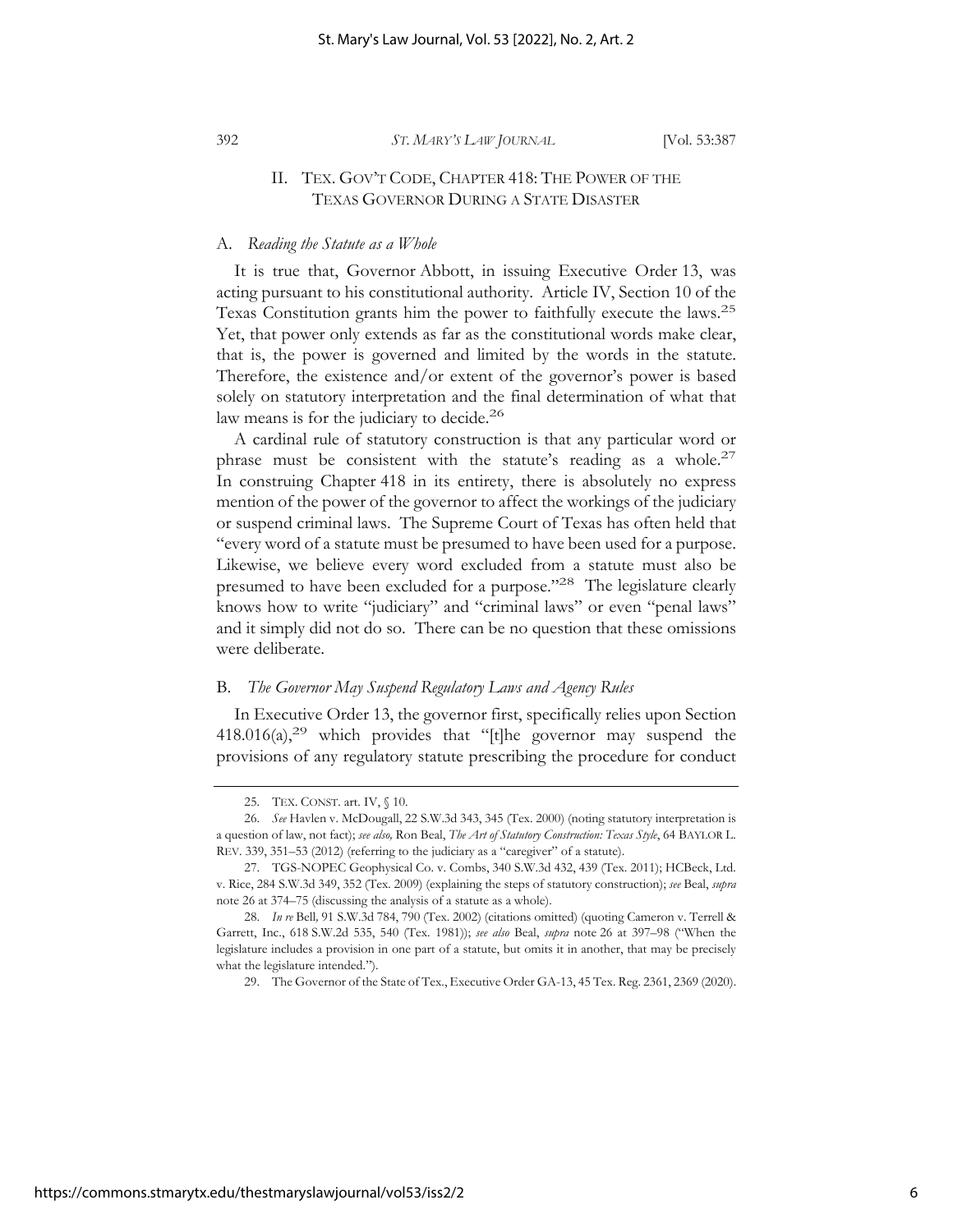## II. TEX. GOV'T CODE, CHAPTER 418: THE POWER OF THE TEXAS GOVERNOR DURING A STATE DISASTER

### A. *Reading the Statute as a Whole*

It is true that, Governor Abbott, in issuing Executive Order 13, was acting pursuant to his constitutional authority. Article IV, Section 10 of the Texas Constitution grants him the power to faithfully execute the laws.[25] Yet, that power only extends as far as the constitutional words make clear, that is, the power is governed and limited by the words in the statute. Therefore, the existence and/or extent of the governor's power is based solely on statutory interpretation and the final determination of what that law means is for the judiciary to decide.[26]

A cardinal rule of statutory construction is that any particular word or phrase must be consistent with the statute's reading as a whole.[27] In construing Chapter 418 in its entirety, there is absolutely no express mention of the power of the governor to affect the workings of the judiciary or suspend criminal laws. The Supreme Court of Texas has often held that "every word of a statute must be presumed to have been used for a purpose. Likewise, we believe every word excluded from a statute must also be presumed to have been excluded for a purpose."[28] The legislature clearly knows how to write "judiciary" and "criminal laws" or even "penal laws" and it simply did not do so. There can be no question that these omissions were deliberate.

### B. *The Governor May Suspend Regulatory Laws and Agency Rules*

In Executive Order 13, the governor first, specifically relies upon Section 418.016(a),[29] which provides that "[t]he governor may suspend the provisions of any regulatory statute prescribing the procedure for conduct

---

25. TEX. CONST. art. IV, § 10.

26. *See* Havlen v. McDougall, 22 S.W.3d 343, 345 (Tex. 2000) (noting statutory interpretation is a question of law, not fact); *see also,* Ron Beal, *The Art of Statutory Construction: Texas Style*, 64 BAYLOR L. REV. 339, 351–53 (2012) (referring to the judiciary as a "caregiver" of a statute).

27. TGS-NOPEC Geophysical Co. v. Combs, 340 S.W.3d 432, 439 (Tex. 2011); HCBeck, Ltd. v. Rice, 284 S.W.3d 349, 352 (Tex. 2009) (explaining the steps of statutory construction); *see* Beal, *supra* note 26 at 374–75 (discussing the analysis of a statute as a whole).

28. *In re* Bell, 91 S.W.3d 784, 790 (Tex. 2002) (citations omitted) (quoting Cameron v. Terrell & Garrett, Inc., 618 S.W.2d 535, 540 (Tex. 1981)); *see also* Beal, *supra* note 26 at 397–98 ("When the legislature includes a provision in one part of a statute, but omits it in another, that may be precisely what the legislature intended.").

29. The Governor of the State of Tex., Executive Order GA-13, 45 Tex. Reg. 2361, 2369 (2020).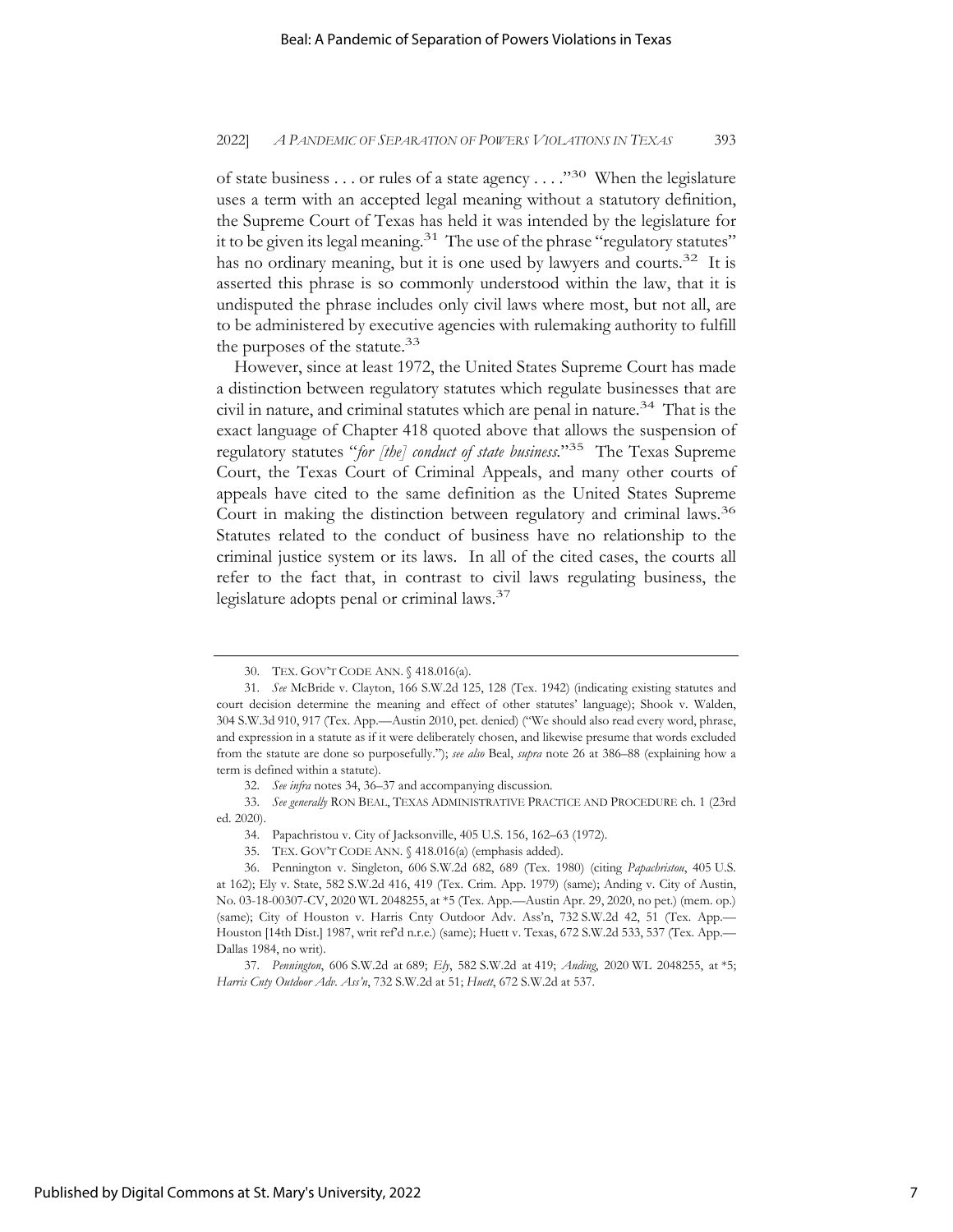of state business . . . or rules of a state agency . . . ."[30] When the legislature uses a term with an accepted legal meaning without a statutory definition, the Supreme Court of Texas has held it was intended by the legislature for it to be given its legal meaning.[31] The use of the phrase "regulatory statutes" has no ordinary meaning, but it is one used by lawyers and courts.[32] It is asserted this phrase is so commonly understood within the law, that it is undisputed the phrase includes only civil laws where most, but not all, are to be administered by executive agencies with rulemaking authority to fulfill the purposes of the statute.[33]

However, since at least 1972, the United States Supreme Court has made a distinction between regulatory statutes which regulate businesses that are civil in nature, and criminal statutes which are penal in nature.[34] That is the exact language of Chapter 418 quoted above that allows the suspension of regulatory statutes "*for [the] conduct of state business*."[35] The Texas Supreme Court, the Texas Court of Criminal Appeals, and many other courts of appeals have cited to the same definition as the United States Supreme Court in making the distinction between regulatory and criminal laws.[36] Statutes related to the conduct of business have no relationship to the criminal justice system or its laws. In all of the cited cases, the courts all refer to the fact that, in contrast to civil laws regulating business, the legislature adopts penal or criminal laws.[37]

---

30. TEX. GOV'T CODE ANN. § 418.016(a).

31. *See* McBride v. Clayton, 166 S.W.2d 125, 128 (Tex. 1942) (indicating existing statutes and court decision determine the meaning and effect of other statutes' language); Shook v. Walden, 304 S.W.3d 910, 917 (Tex. App.—Austin 2010, pet. denied) ("We should also read every word, phrase, and expression in a statute as if it were deliberately chosen, and likewise presume that words excluded from the statute are done so purposefully."); *see also* Beal, *supra* note 26 at 386–88 (explaining how a term is defined within a statute).

32. *See infra* notes 34, 36–37 and accompanying discussion.

33. *See generally* RON BEAL, TEXAS ADMINISTRATIVE PRACTICE AND PROCEDURE ch. 1 (23rd ed. 2020).

34. Papachristou v. City of Jacksonville, 405 U.S. 156, 162–63 (1972).

35. TEX. GOV'T CODE ANN. § 418.016(a) (emphasis added).

36. Pennington v. Singleton, 606 S.W.2d 682, 689 (Tex. 1980) (citing *Papachristou*, 405 U.S. at 162); Ely v. State, 582 S.W.2d 416, 419 (Tex. Crim. App. 1979) (same); Anding v. City of Austin, No. 03-18-00307-CV, 2020 WL 2048255, at *5 (Tex. App.—Austin Apr. 29, 2020, no pet.) (mem. op.) (same); City of Houston v. Harris Cnty Outdoor Adv. Ass'n, 732 S.W.2d 42, 51 (Tex. App.—Houston [14th Dist.] 1987, writ ref'd n.r.e.) (same); Huett v. Texas, 672 S.W.2d 533, 537 (Tex. App.—Dallas 1984, no writ).

37. *Pennington*, 606 S.W.2d at 689; *Ely*, 582 S.W.2d at 419; *Anding*, 2020 WL 2048255, at *5; *Harris Cnty Outdoor Adv. Ass'n*, 732 S.W.2d at 51; *Huett*, 672 S.W.2d at 537.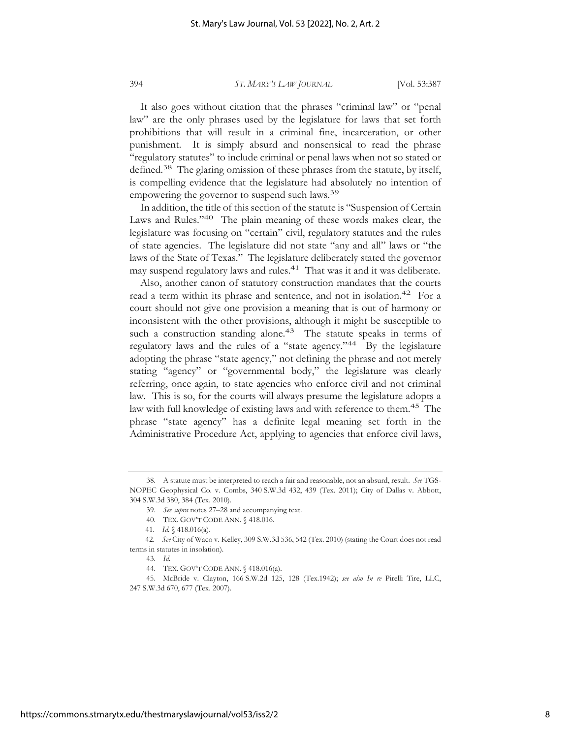It also goes without citation that the phrases "criminal law" or "penal law" are the only phrases used by the legislature for laws that set forth prohibitions that will result in a criminal fine, incarceration, or other punishment. It is simply absurd and nonsensical to read the phrase "regulatory statutes" to include criminal or penal laws when not so stated or defined.[38] The glaring omission of these phrases from the statute, by itself, is compelling evidence that the legislature had absolutely no intention of empowering the governor to suspend such laws.[39]

In addition, the title of this section of the statute is "Suspension of Certain Laws and Rules."[40] The plain meaning of these words makes clear, the legislature was focusing on "certain" civil, regulatory statutes and the rules of state agencies. The legislature did not state "any and all" laws or "the laws of the State of Texas." The legislature deliberately stated the governor may suspend regulatory laws and rules.[41] That was it and it was deliberate.

Also, another canon of statutory construction mandates that the courts read a term within its phrase and sentence, and not in isolation.[42] For a court should not give one provision a meaning that is out of harmony or inconsistent with the other provisions, although it might be susceptible to such a construction standing alone.[43] The statute speaks in terms of regulatory laws and the rules of a "state agency."[44] By the legislature adopting the phrase "state agency," not defining the phrase and not merely stating "agency" or "governmental body," the legislature was clearly referring, once again, to state agencies who enforce civil and not criminal law. This is so, for the courts will always presume the legislature adopts a law with full knowledge of existing laws and with reference to them.[45] The phrase "state agency" has a definite legal meaning set forth in the Administrative Procedure Act, applying to agencies that enforce civil laws,

---

38. A statute must be interpreted to reach a fair and reasonable, not an absurd, result. *See* TGS-NOPEC Geophysical Co. v. Combs, 340 S.W.3d 432, 439 (Tex. 2011); City of Dallas v. Abbott, 304 S.W.3d 380, 384 (Tex. 2010).

39. *See supra* notes 27–28 and accompanying text.

40. TEX. GOV'T CODE ANN. § 418.016.

41. *Id.* § 418.016(a).

42. *See* City of Waco v. Kelley, 309 S.W.3d 536, 542 (Tex. 2010) (stating the Court does not read terms in statutes in insolation).

43. *Id.*

44. TEX. GOV'T CODE ANN. § 418.016(a).

45. McBride v. Clayton, 166 S.W.2d 125, 128 (Tex.1942); *see also In re* Pirelli Tire, LLC, 247 S.W.3d 670, 677 (Tex. 2007).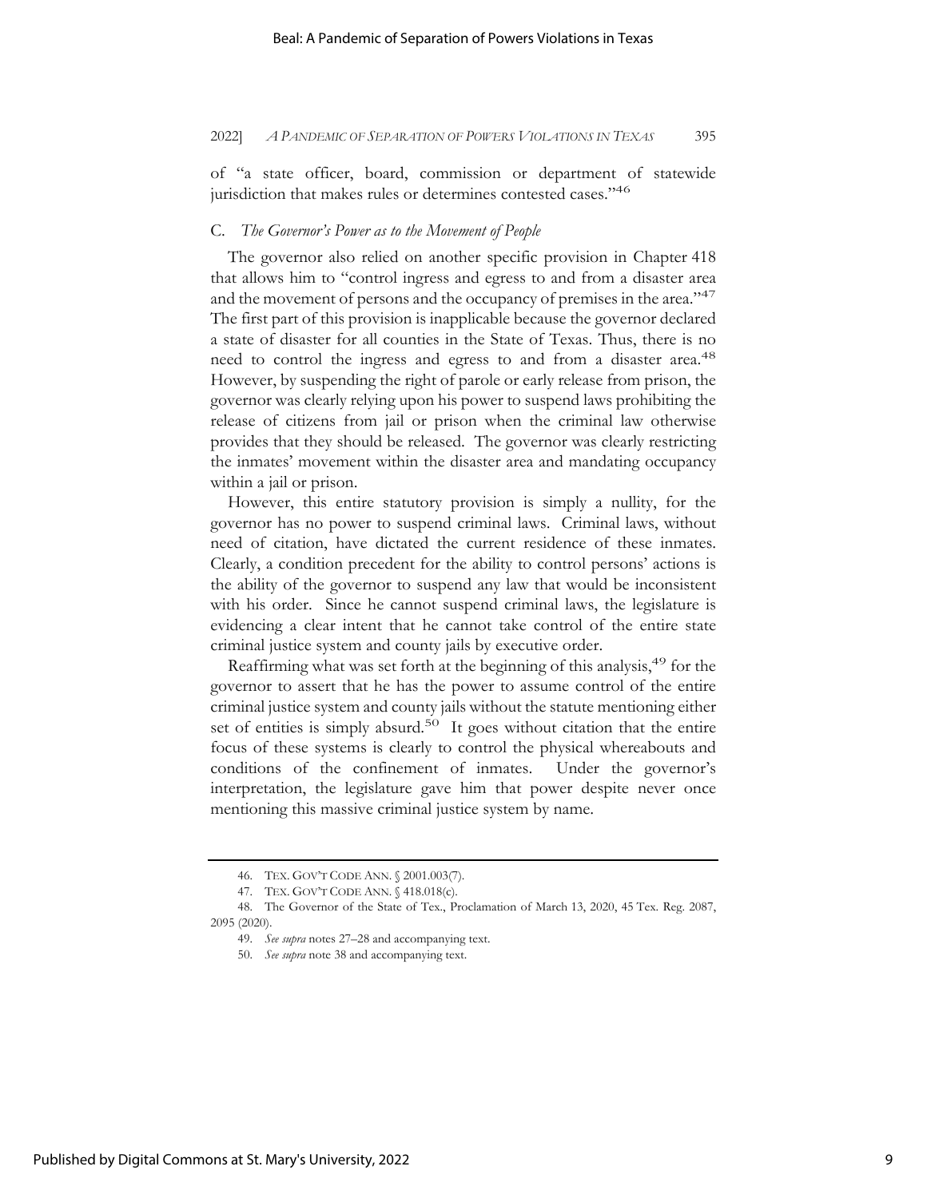of "a state officer, board, commission or department of statewide jurisdiction that makes rules or determines contested cases."[46]

### C. *The Governor's Power as to the Movement of People*

The governor also relied on another specific provision in Chapter 418 that allows him to "control ingress and egress to and from a disaster area and the movement of persons and the occupancy of premises in the area."[47] The first part of this provision is inapplicable because the governor declared a state of disaster for all counties in the State of Texas. Thus, there is no need to control the ingress and egress to and from a disaster area.[48] However, by suspending the right of parole or early release from prison, the governor was clearly relying upon his power to suspend laws prohibiting the release of citizens from jail or prison when the criminal law otherwise provides that they should be released. The governor was clearly restricting the inmates' movement within the disaster area and mandating occupancy within a jail or prison.

However, this entire statutory provision is simply a nullity, for the governor has no power to suspend criminal laws. Criminal laws, without need of citation, have dictated the current residence of these inmates. Clearly, a condition precedent for the ability to control persons' actions is the ability of the governor to suspend any law that would be inconsistent with his order. Since he cannot suspend criminal laws, the legislature is evidencing a clear intent that he cannot take control of the entire state criminal justice system and county jails by executive order.

Reaffirming what was set forth at the beginning of this analysis,[49] for the governor to assert that he has the power to assume control of the entire criminal justice system and county jails without the statute mentioning either set of entities is simply absurd.[50] It goes without citation that the entire focus of these systems is clearly to control the physical whereabouts and conditions of the confinement of inmates. Under the governor's interpretation, the legislature gave him that power despite never once mentioning this massive criminal justice system by name.

---

46. TEX. GOV'T CODE ANN. § 2001.003(7).

47. TEX. GOV'T CODE ANN. § 418.018(c).

48. The Governor of the State of Tex., Proclamation of March 13, 2020, 45 Tex. Reg. 2087, 2095 (2020).

49. *See supra* notes 27–28 and accompanying text.

50. *See supra* note 38 and accompanying text.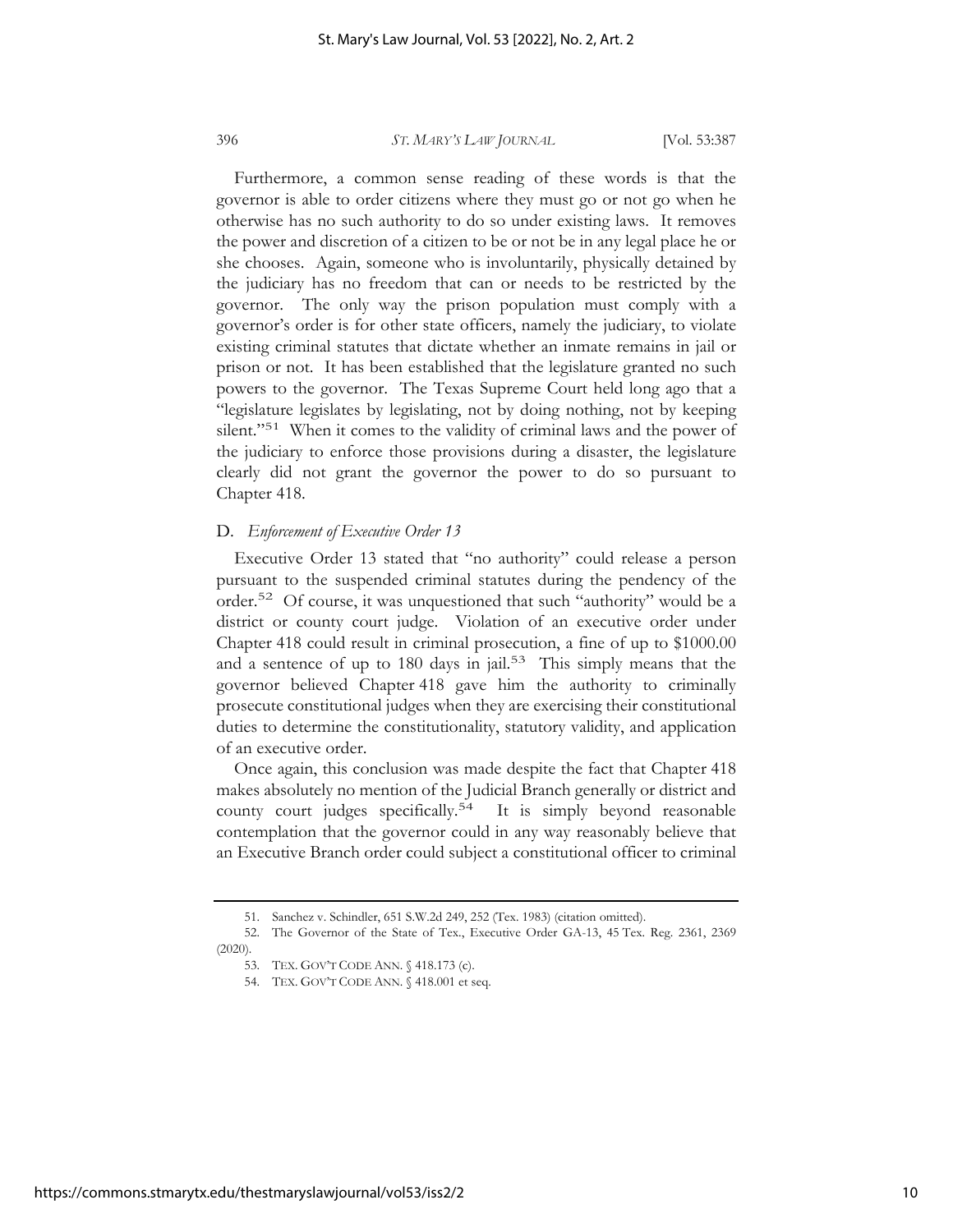Furthermore, a common sense reading of these words is that the governor is able to order citizens where they must go or not go when he otherwise has no such authority to do so under existing laws. It removes the power and discretion of a citizen to be or not be in any legal place he or she chooses. Again, someone who is involuntarily, physically detained by the judiciary has no freedom that can or needs to be restricted by the governor. The only way the prison population must comply with a governor's order is for other state officers, namely the judiciary, to violate existing criminal statutes that dictate whether an inmate remains in jail or prison or not. It has been established that the legislature granted no such powers to the governor. The Texas Supreme Court held long ago that a "legislature legislates by legislating, not by doing nothing, not by keeping silent."[51] When it comes to the validity of criminal laws and the power of the judiciary to enforce those provisions during a disaster, the legislature clearly did not grant the governor the power to do so pursuant to Chapter 418.

### D. *Enforcement of Executive Order 13*

Executive Order 13 stated that "no authority" could release a person pursuant to the suspended criminal statutes during the pendency of the order.[52] Of course, it was unquestioned that such "authority" would be a district or county court judge. Violation of an executive order under Chapter 418 could result in criminal prosecution, a fine of up to $1000.00 and a sentence of up to 180 days in jail.[53] This simply means that the governor believed Chapter 418 gave him the authority to criminally prosecute constitutional judges when they are exercising their constitutional duties to determine the constitutionality, statutory validity, and application of an executive order.

Once again, this conclusion was made despite the fact that Chapter 418 makes absolutely no mention of the Judicial Branch generally or district and county court judges specifically.[54] It is simply beyond reasonable contemplation that the governor could in any way reasonably believe that an Executive Branch order could subject a constitutional officer to criminal

---

51. Sanchez v. Schindler, 651 S.W.2d 249, 252 (Tex. 1983) (citation omitted).

52. The Governor of the State of Tex., Executive Order GA-13, 45 Tex. Reg. 2361, 2369 (2020).

53. TEX. GOV'T CODE ANN. § 418.173 (c).

54. TEX. GOV'T CODE ANN. § 418.001 et seq.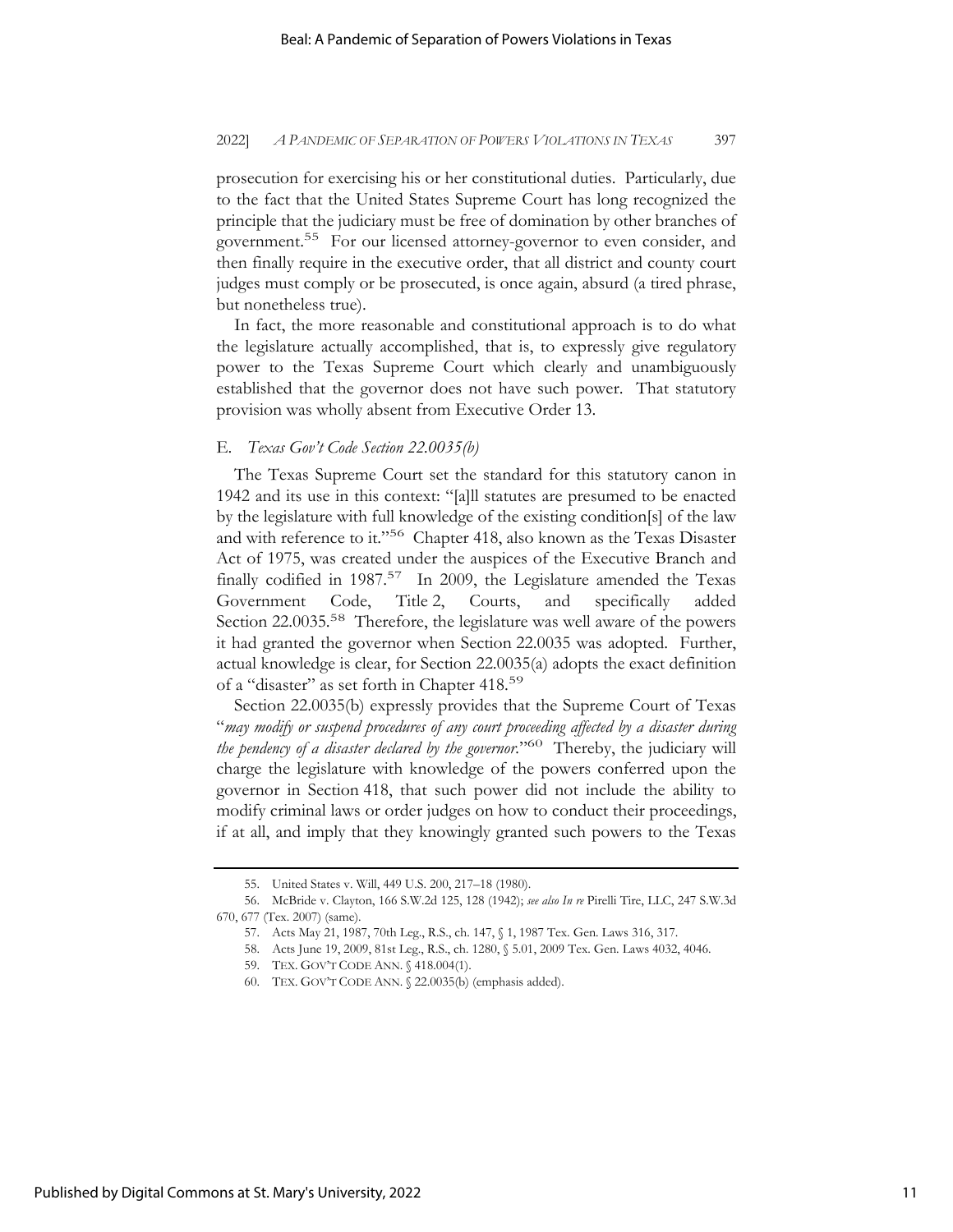prosecution for exercising his or her constitutional duties. Particularly, due to the fact that the United States Supreme Court has long recognized the principle that the judiciary must be free of domination by other branches of government.[55] For our licensed attorney-governor to even consider, and then finally require in the executive order, that all district and county court judges must comply or be prosecuted, is once again, absurd (a tired phrase, but nonetheless true).

In fact, the more reasonable and constitutional approach is to do what the legislature actually accomplished, that is, to expressly give regulatory power to the Texas Supreme Court which clearly and unambiguously established that the governor does not have such power. That statutory provision was wholly absent from Executive Order 13.

### E. *Texas Gov't Code Section 22.0035(b)*

The Texas Supreme Court set the standard for this statutory canon in 1942 and its use in this context: "[a]ll statutes are presumed to be enacted by the legislature with full knowledge of the existing condition[s] of the law and with reference to it."[56] Chapter 418, also known as the Texas Disaster Act of 1975, was created under the auspices of the Executive Branch and finally codified in 1987.[57] In 2009, the Legislature amended the Texas Government Code, Title 2, Courts, and specifically added Section 22.0035.[58] Therefore, the legislature was well aware of the powers it had granted the governor when Section 22.0035 was adopted. Further, actual knowledge is clear, for Section 22.0035(a) adopts the exact definition of a "disaster" as set forth in Chapter 418.[59]

Section 22.0035(b) expressly provides that the Supreme Court of Texas "*may modify or suspend procedures of any court proceeding affected by a disaster during the pendency of a disaster declared by the governor*."[60] Thereby, the judiciary will charge the legislature with knowledge of the powers conferred upon the governor in Section 418, that such power did not include the ability to modify criminal laws or order judges on how to conduct their proceedings, if at all, and imply that they knowingly granted such powers to the Texas

---

55. United States v. Will, 449 U.S. 200, 217–18 (1980).

56. McBride v. Clayton, 166 S.W.2d 125, 128 (1942); *see also In re* Pirelli Tire, LLC, 247 S.W.3d 670, 677 (Tex. 2007) (same).

57. Acts May 21, 1987, 70th Leg., R.S., ch. 147, § 1, 1987 Tex. Gen. Laws 316, 317.

58. Acts June 19, 2009, 81st Leg., R.S., ch. 1280, § 5.01, 2009 Tex. Gen. Laws 4032, 4046.

59. TEX. GOV'T CODE ANN. § 418.004(1).

60. TEX. GOV'T CODE ANN. § 22.0035(b) (emphasis added).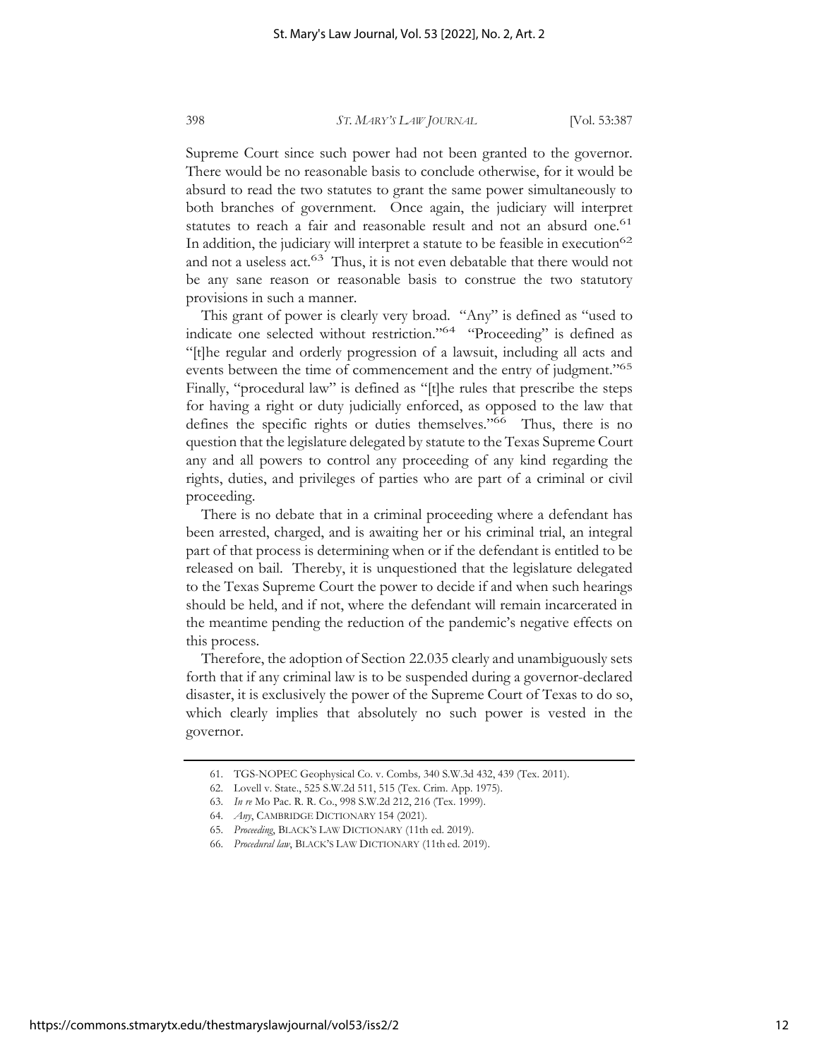Supreme Court since such power had not been granted to the governor. There would be no reasonable basis to conclude otherwise, for it would be absurd to read the two statutes to grant the same power simultaneously to both branches of government. Once again, the judiciary will interpret statutes to reach a fair and reasonable result and not an absurd one.[61] In addition, the judiciary will interpret a statute to be feasible in execution[62] and not a useless act.[63] Thus, it is not even debatable that there would not be any sane reason or reasonable basis to construe the two statutory provisions in such a manner.

This grant of power is clearly very broad. "Any" is defined as "used to indicate one selected without restriction."[64] "Proceeding" is defined as "[t]he regular and orderly progression of a lawsuit, including all acts and events between the time of commencement and the entry of judgment."[65] Finally, "procedural law" is defined as "[t]he rules that prescribe the steps for having a right or duty judicially enforced, as opposed to the law that defines the specific rights or duties themselves."[66] Thus, there is no question that the legislature delegated by statute to the Texas Supreme Court any and all powers to control any proceeding of any kind regarding the rights, duties, and privileges of parties who are part of a criminal or civil proceeding.

There is no debate that in a criminal proceeding where a defendant has been arrested, charged, and is awaiting her or his criminal trial, an integral part of that process is determining when or if the defendant is entitled to be released on bail. Thereby, it is unquestioned that the legislature delegated to the Texas Supreme Court the power to decide if and when such hearings should be held, and if not, where the defendant will remain incarcerated in the meantime pending the reduction of the pandemic's negative effects on this process.

Therefore, the adoption of Section 22.035 clearly and unambiguously sets forth that if any criminal law is to be suspended during a governor-declared disaster, it is exclusively the power of the Supreme Court of Texas to do so, which clearly implies that absolutely no such power is vested in the governor.

---

61. TGS-NOPEC Geophysical Co. v. Combs, 340 S.W.3d 432, 439 (Tex. 2011).

62. Lovell v. State., 525 S.W.2d 511, 515 (Tex. Crim. App. 1975).

63. *In re* Mo Pac. R. R. Co., 998 S.W.2d 212, 216 (Tex. 1999).

64. *Any*, CAMBRIDGE DICTIONARY 154 (2021).

65. *Proceeding*, BLACK'S LAW DICTIONARY (11th ed. 2019).

66. *Procedural law*, BLACK'S LAW DICTIONARY (11th ed. 2019).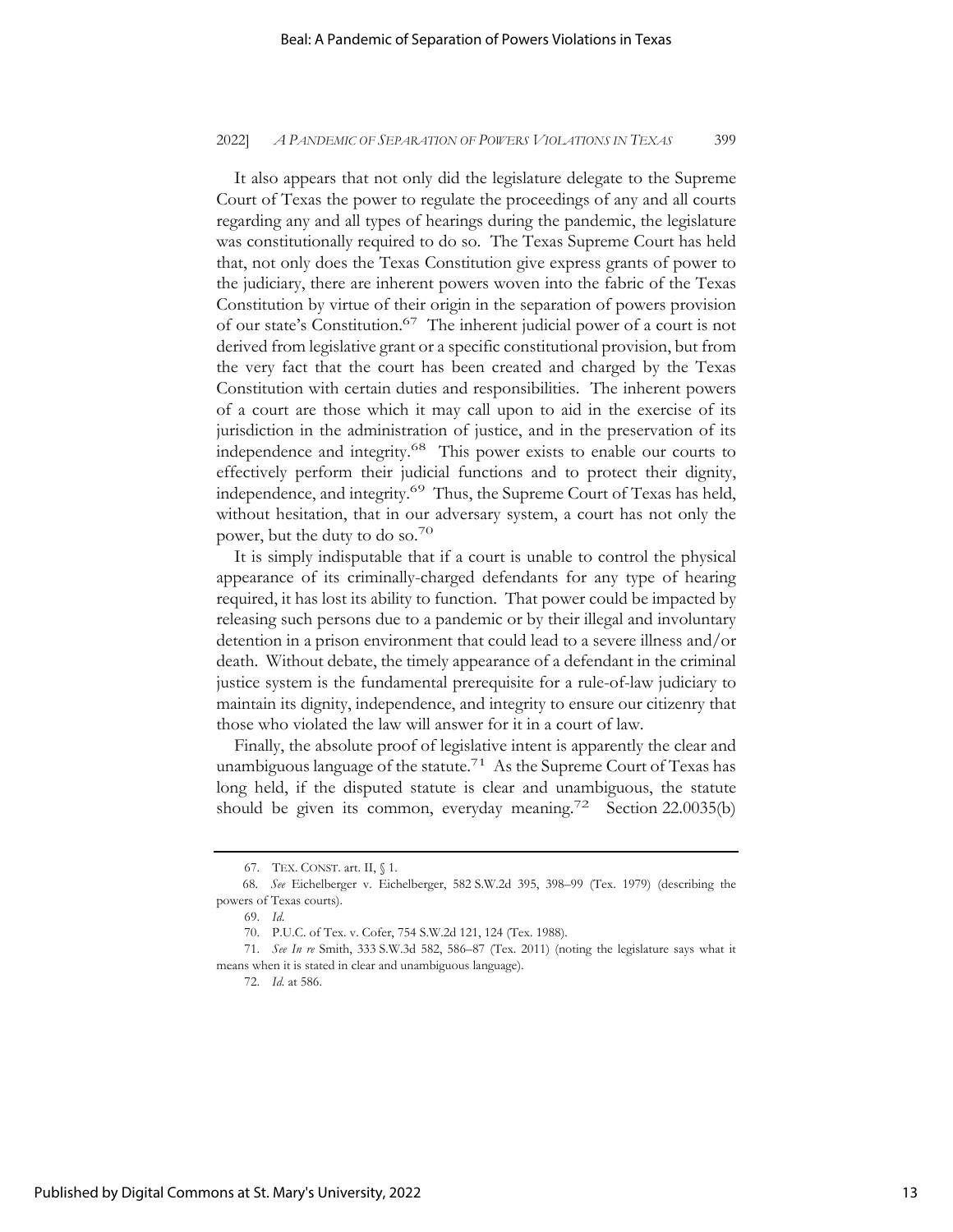It also appears that not only did the legislature delegate to the Supreme Court of Texas the power to regulate the proceedings of any and all courts regarding any and all types of hearings during the pandemic, the legislature was constitutionally required to do so. The Texas Supreme Court has held that, not only does the Texas Constitution give express grants of power to the judiciary, there are inherent powers woven into the fabric of the Texas Constitution by virtue of their origin in the separation of powers provision of our state's Constitution.[67] The inherent judicial power of a court is not derived from legislative grant or a specific constitutional provision, but from the very fact that the court has been created and charged by the Texas Constitution with certain duties and responsibilities. The inherent powers of a court are those which it may call upon to aid in the exercise of its jurisdiction in the administration of justice, and in the preservation of its independence and integrity.[68] This power exists to enable our courts to effectively perform their judicial functions and to protect their dignity, independence, and integrity.[69] Thus, the Supreme Court of Texas has held, without hesitation, that in our adversary system, a court has not only the power, but the duty to do so.[70]

It is simply indisputable that if a court is unable to control the physical appearance of its criminally-charged defendants for any type of hearing required, it has lost its ability to function. That power could be impacted by releasing such persons due to a pandemic or by their illegal and involuntary detention in a prison environment that could lead to a severe illness and/or death. Without debate, the timely appearance of a defendant in the criminal justice system is the fundamental prerequisite for a rule-of-law judiciary to maintain its dignity, independence, and integrity to ensure our citizenry that those who violated the law will answer for it in a court of law.

Finally, the absolute proof of legislative intent is apparently the clear and unambiguous language of the statute.[71] As the Supreme Court of Texas has long held, if the disputed statute is clear and unambiguous, the statute should be given its common, everyday meaning.[72] Section 22.0035(b)

---

67. TEX. CONST. art. II, § 1.

68. *See* Eichelberger v. Eichelberger, 582 S.W.2d 395, 398–99 (Tex. 1979) (describing the powers of Texas courts).

69. *Id.*

70. P.U.C. of Tex. v. Cofer, 754 S.W.2d 121, 124 (Tex. 1988).

71. *See In re* Smith, 333 S.W.3d 582, 586–87 (Tex. 2011) (noting the legislature says what it means when it is stated in clear and unambiguous language).

72. *Id.* at 586.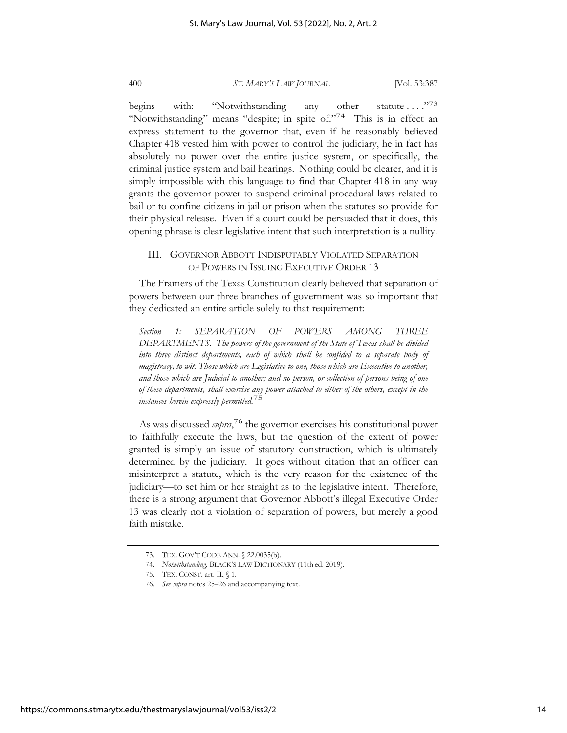begins with: "Notwithstanding any other statute . . . ."[73] "Notwithstanding" means "despite; in spite of."[74] This is in effect an express statement to the governor that, even if he reasonably believed Chapter 418 vested him with power to control the judiciary, he in fact has absolutely no power over the entire justice system, or specifically, the criminal justice system and bail hearings. Nothing could be clearer, and it is simply impossible with this language to find that Chapter 418 in any way grants the governor power to suspend criminal procedural laws related to bail or to confine citizens in jail or prison when the statutes so provide for their physical release. Even if a court could be persuaded that it does, this opening phrase is clear legislative intent that such interpretation is a nullity.

## III. GOVERNOR ABBOTT INDISPUTABLY VIOLATED SEPARATION OF POWERS IN ISSUING EXECUTIVE ORDER 13

The Framers of the Texas Constitution clearly believed that separation of powers between our three branches of government was so important that they dedicated an entire article solely to that requirement:

> *Section 1: SEPARATION OF POWERS AMONG THREE DEPARTMENTS. The powers of the government of the State of Texas shall be divided into three distinct departments, each of which shall be confided to a separate body of magistracy, to wit: Those which are Legislative to one, those which are Executive to another, and those which are Judicial to another; and no person, or collection of persons being of one of these departments, shall exercise any power attached to either of the others, except in the instances herein expressly permitted.*[75]

As was discussed *supra*,[76] the governor exercises his constitutional power to faithfully execute the laws, but the question of the extent of power granted is simply an issue of statutory construction, which is ultimately determined by the judiciary. It goes without citation that an officer can misinterpret a statute, which is the very reason for the existence of the judiciary—to set him or her straight as to the legislative intent. Therefore, there is a strong argument that Governor Abbott's illegal Executive Order 13 was clearly not a violation of separation of powers, but merely a good faith mistake.

---

73. TEX. GOV'T CODE ANN. § 22.0035(b).

74. *Notwithstanding*, BLACK'S LAW DICTIONARY (11th ed. 2019).

75. TEX. CONST. art. II, § 1.

76. *See supra* notes 25–26 and accompanying text.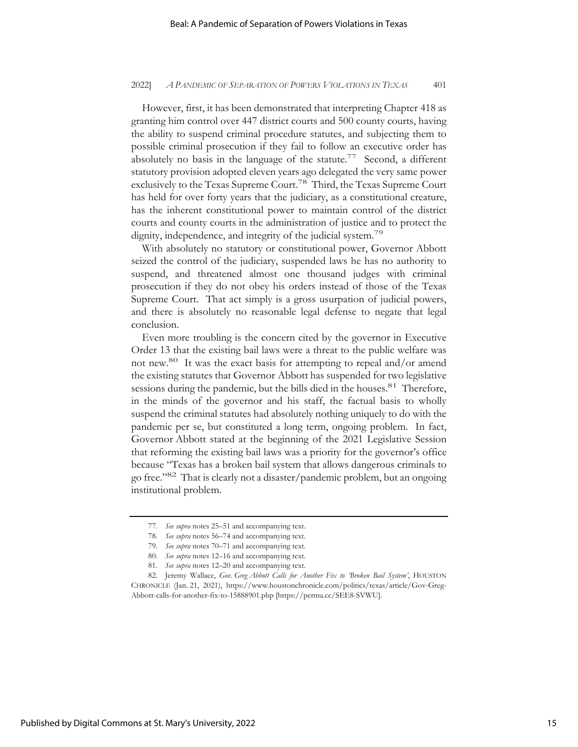However, first, it has been demonstrated that interpreting Chapter 418 as granting him control over 447 district courts and 500 county courts, having the ability to suspend criminal procedure statutes, and subjecting them to possible criminal prosecution if they fail to follow an executive order has absolutely no basis in the language of the statute.[77] Second, a different statutory provision adopted eleven years ago delegated the very same power exclusively to the Texas Supreme Court.[78] Third, the Texas Supreme Court has held for over forty years that the judiciary, as a constitutional creature, has the inherent constitutional power to maintain control of the district courts and county courts in the administration of justice and to protect the dignity, independence, and integrity of the judicial system.[79]

With absolutely no statutory or constitutional power, Governor Abbott seized the control of the judiciary, suspended laws he has no authority to suspend, and threatened almost one thousand judges with criminal prosecution if they do not obey his orders instead of those of the Texas Supreme Court. That act simply is a gross usurpation of judicial powers, and there is absolutely no reasonable legal defense to negate that legal conclusion.

Even more troubling is the concern cited by the governor in Executive Order 13 that the existing bail laws were a threat to the public welfare was not new.[80] It was the exact basis for attempting to repeal and/or amend the existing statutes that Governor Abbott has suspended for two legislative sessions during the pandemic, but the bills died in the houses.[81] Therefore, in the minds of the governor and his staff, the factual basis to wholly suspend the criminal statutes had absolutely nothing uniquely to do with the pandemic per se, but constituted a long term, ongoing problem. In fact, Governor Abbott stated at the beginning of the 2021 Legislative Session that reforming the existing bail laws was a priority for the governor's office because "Texas has a broken bail system that allows dangerous criminals to go free."[82] That is clearly not a disaster/pandemic problem, but an ongoing institutional problem.

---

77. *See supra* notes 25–51 and accompanying text.

78. *See supra* notes 56–74 and accompanying text.

79. *See supra* notes 70–71 and accompanying text.

80. *See supra* notes 12–16 and accompanying text.

81. *See supra* notes 12–20 and accompanying text.

82. Jeremy Wallace, *Gov. Greg Abbott Calls for Another Fix to 'Broken Bail System'*, HOUSTON CHRONICLE (Jan. 21, 2021), https://www.houstonchronicle.com/politics/texas/article/Gov-Greg-Abbott-calls-for-another-fix-to-15888901.php [https://perma.cc/SEE8-SVWU].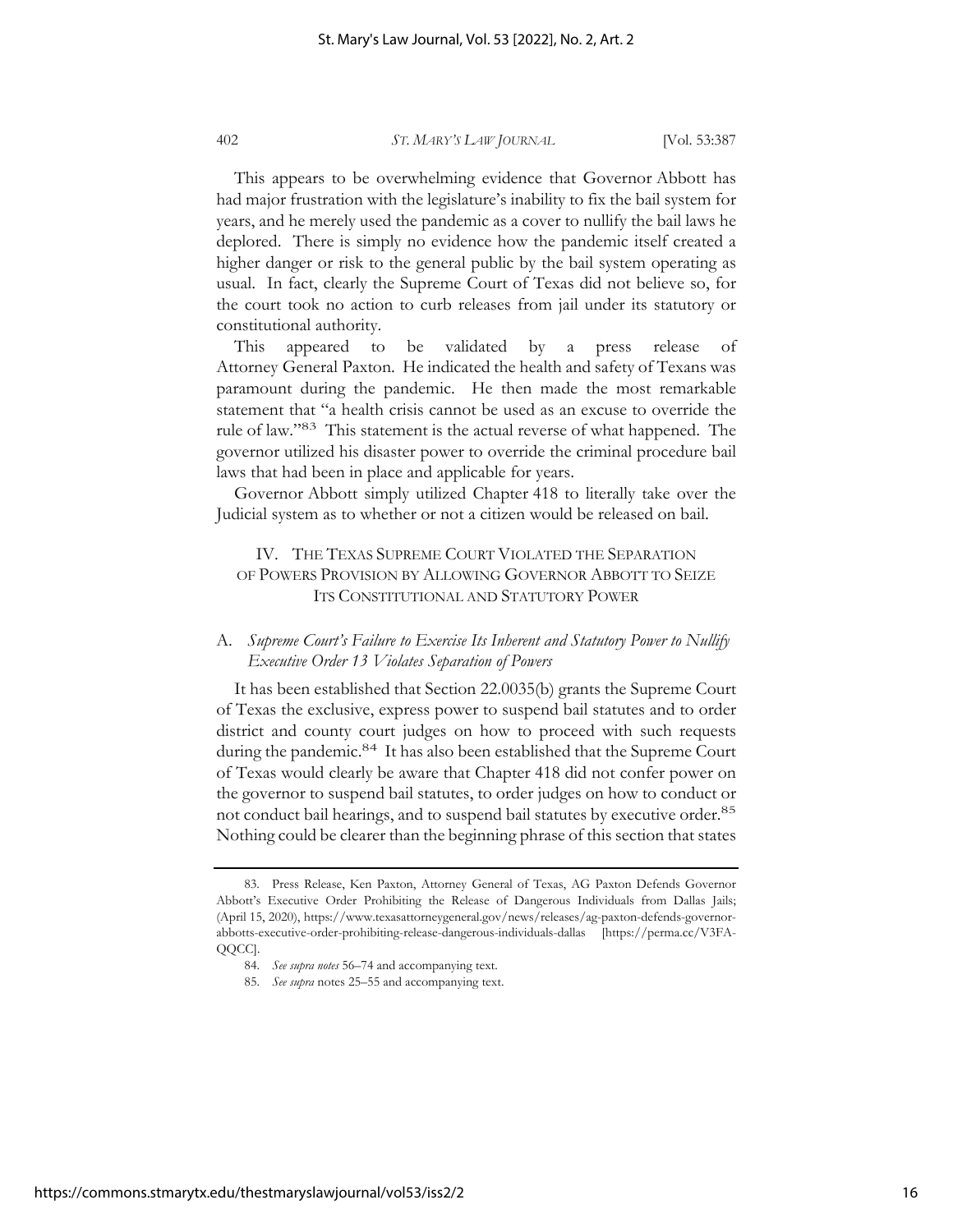This appears to be overwhelming evidence that Governor Abbott has had major frustration with the legislature's inability to fix the bail system for years, and he merely used the pandemic as a cover to nullify the bail laws he deplored. There is simply no evidence how the pandemic itself created a higher danger or risk to the general public by the bail system operating as usual. In fact, clearly the Supreme Court of Texas did not believe so, for the court took no action to curb releases from jail under its statutory or constitutional authority.

This appeared to be validated by a press release of Attorney General Paxton. He indicated the health and safety of Texans was paramount during the pandemic. He then made the most remarkable statement that "a health crisis cannot be used as an excuse to override the rule of law."[83] This statement is the actual reverse of what happened. The governor utilized his disaster power to override the criminal procedure bail laws that had been in place and applicable for years.

Governor Abbott simply utilized Chapter 418 to literally take over the Judicial system as to whether or not a citizen would be released on bail.

## IV. THE TEXAS SUPREME COURT VIOLATED THE SEPARATION OF POWERS PROVISION BY ALLOWING GOVERNOR ABBOTT TO SEIZE ITS CONSTITUTIONAL AND STATUTORY POWER

### A. *Supreme Court's Failure to Exercise Its Inherent and Statutory Power to Nullify Executive Order 13 Violates Separation of Powers*

It has been established that Section 22.0035(b) grants the Supreme Court of Texas the exclusive, express power to suspend bail statutes and to order district and county court judges on how to proceed with such requests during the pandemic.[84] It has also been established that the Supreme Court of Texas would clearly be aware that Chapter 418 did not confer power on the governor to suspend bail statutes, to order judges on how to conduct or not conduct bail hearings, and to suspend bail statutes by executive order.[85] Nothing could be clearer than the beginning phrase of this section that states

---

83. Press Release, Ken Paxton, Attorney General of Texas, AG Paxton Defends Governor Abbott's Executive Order Prohibiting the Release of Dangerous Individuals from Dallas Jails; (April 15, 2020), https://www.texasattorneygeneral.gov/news/releases/ag-paxton-defends-governor-abbotts-executive-order-prohibiting-release-dangerous-individuals-dallas [https://perma.cc/V3FA-QQCC].

84. *See supra notes* 56–74 and accompanying text.

85. *See supra* notes 25–55 and accompanying text.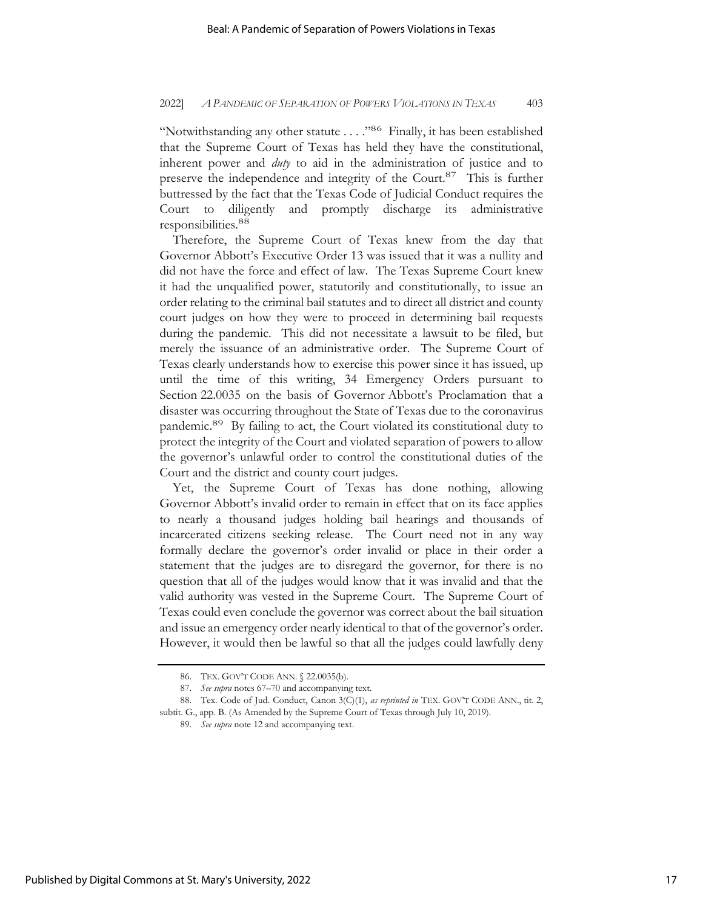"Notwithstanding any other statute . . . ."[86] Finally, it has been established that the Supreme Court of Texas has held they have the constitutional, inherent power and *duty* to aid in the administration of justice and to preserve the independence and integrity of the Court.[87] This is further buttressed by the fact that the Texas Code of Judicial Conduct requires the Court to diligently and promptly discharge its administrative responsibilities.[88]

Therefore, the Supreme Court of Texas knew from the day that Governor Abbott's Executive Order 13 was issued that it was a nullity and did not have the force and effect of law. The Texas Supreme Court knew it had the unqualified power, statutorily and constitutionally, to issue an order relating to the criminal bail statutes and to direct all district and county court judges on how they were to proceed in determining bail requests during the pandemic. This did not necessitate a lawsuit to be filed, but merely the issuance of an administrative order. The Supreme Court of Texas clearly understands how to exercise this power since it has issued, up until the time of this writing, 34 Emergency Orders pursuant to Section 22.0035 on the basis of Governor Abbott's Proclamation that a disaster was occurring throughout the State of Texas due to the coronavirus pandemic.[89] By failing to act, the Court violated its constitutional duty to protect the integrity of the Court and violated separation of powers to allow the governor's unlawful order to control the constitutional duties of the Court and the district and county court judges.

Yet, the Supreme Court of Texas has done nothing, allowing Governor Abbott's invalid order to remain in effect that on its face applies to nearly a thousand judges holding bail hearings and thousands of incarcerated citizens seeking release. The Court need not in any way formally declare the governor's order invalid or place in their order a statement that the judges are to disregard the governor, for there is no question that all of the judges would know that it was invalid and that the valid authority was vested in the Supreme Court. The Supreme Court of Texas could even conclude the governor was correct about the bail situation and issue an emergency order nearly identical to that of the governor's order. However, it would then be lawful so that all the judges could lawfully deny

---

86. TEX. GOV'T CODE ANN. § 22.0035(b).

87. *See supra* notes 67–70 and accompanying text.

88. Tex. Code of Jud. Conduct, Canon 3(C)(1), *as reprinted in* TEX. GOV'T CODE ANN., tit. 2, subtit. G., app. B. (As Amended by the Supreme Court of Texas through July 10, 2019).

89. *See supra* note 12 and accompanying text.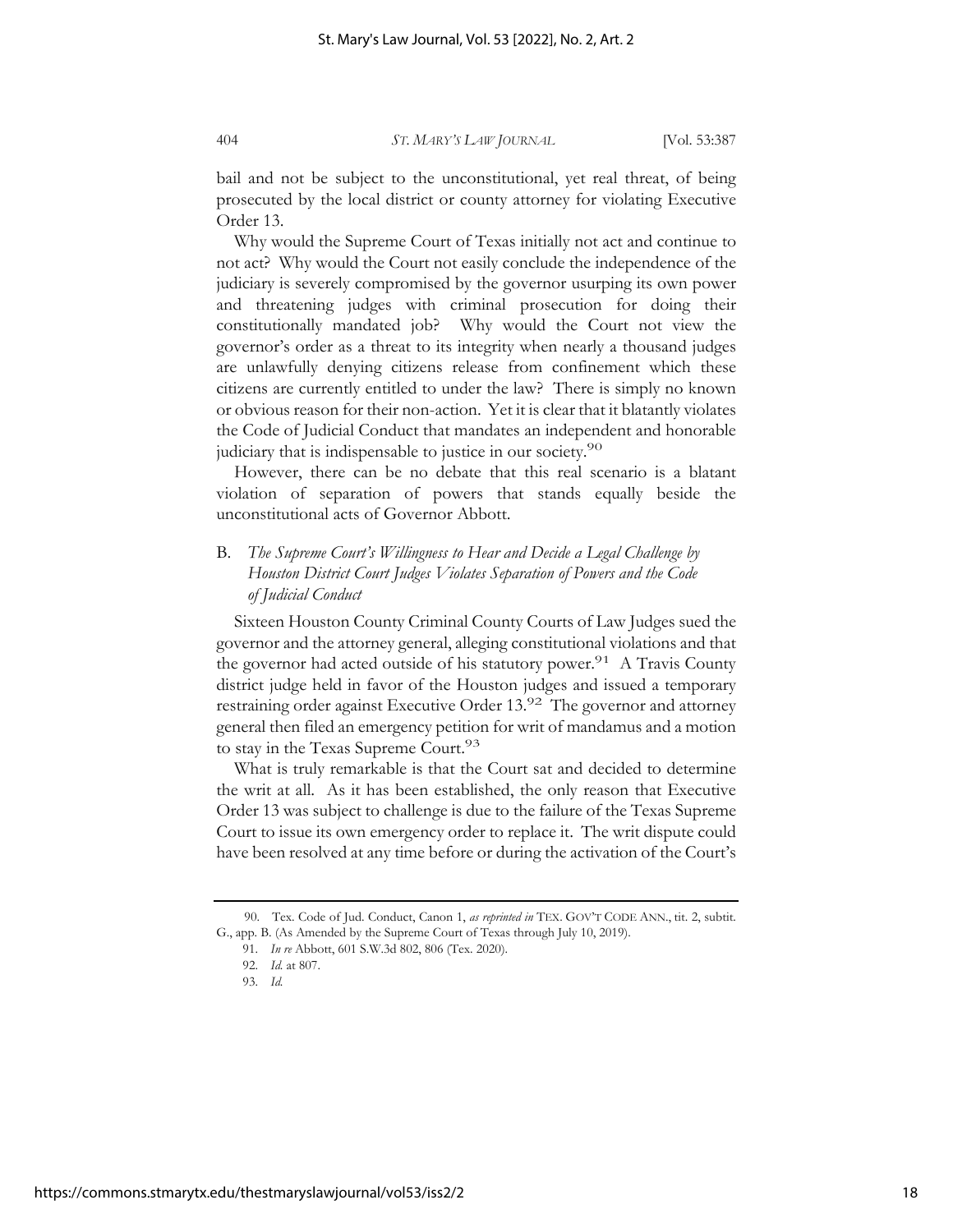bail and not be subject to the unconstitutional, yet real threat, of being prosecuted by the local district or county attorney for violating Executive Order 13.

Why would the Supreme Court of Texas initially not act and continue to not act? Why would the Court not easily conclude the independence of the judiciary is severely compromised by the governor usurping its own power and threatening judges with criminal prosecution for doing their constitutionally mandated job? Why would the Court not view the governor's order as a threat to its integrity when nearly a thousand judges are unlawfully denying citizens release from confinement which these citizens are currently entitled to under the law? There is simply no known or obvious reason for their non-action. Yet it is clear that it blatantly violates the Code of Judicial Conduct that mandates an independent and honorable judiciary that is indispensable to justice in our society.[90]

However, there can be no debate that this real scenario is a blatant violation of separation of powers that stands equally beside the unconstitutional acts of Governor Abbott.

### B. *The Supreme Court's Willingness to Hear and Decide a Legal Challenge by Houston District Court Judges Violates Separation of Powers and the Code of Judicial Conduct*

Sixteen Houston County Criminal County Courts of Law Judges sued the governor and the attorney general, alleging constitutional violations and that the governor had acted outside of his statutory power.[91] A Travis County district judge held in favor of the Houston judges and issued a temporary restraining order against Executive Order 13.[92] The governor and attorney general then filed an emergency petition for writ of mandamus and a motion to stay in the Texas Supreme Court.[93]

What is truly remarkable is that the Court sat and decided to determine the writ at all. As it has been established, the only reason that Executive Order 13 was subject to challenge is due to the failure of the Texas Supreme Court to issue its own emergency order to replace it. The writ dispute could have been resolved at any time before or during the activation of the Court's

---

90. Tex. Code of Jud. Conduct, Canon 1, *as reprinted in* TEX. GOV'T CODE ANN., tit. 2, subtit. G., app. B. (As Amended by the Supreme Court of Texas through July 10, 2019).

91. *In re* Abbott, 601 S.W.3d 802, 806 (Tex. 2020).

92. *Id.* at 807.

93. *Id.*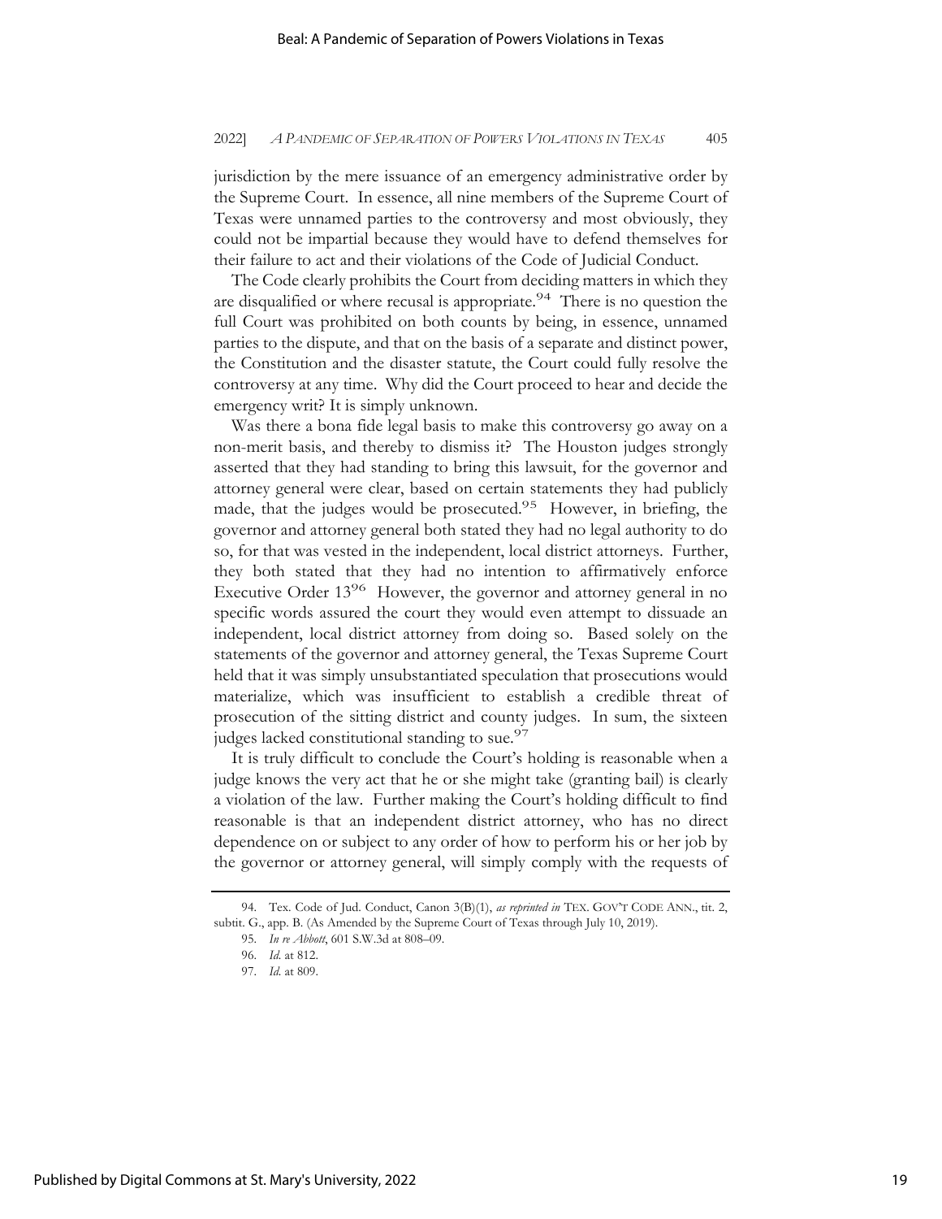jurisdiction by the mere issuance of an emergency administrative order by the Supreme Court. In essence, all nine members of the Supreme Court of Texas were unnamed parties to the controversy and most obviously, they could not be impartial because they would have to defend themselves for their failure to act and their violations of the Code of Judicial Conduct.

The Code clearly prohibits the Court from deciding matters in which they are disqualified or where recusal is appropriate.[94] There is no question the full Court was prohibited on both counts by being, in essence, unnamed parties to the dispute, and that on the basis of a separate and distinct power, the Constitution and the disaster statute, the Court could fully resolve the controversy at any time. Why did the Court proceed to hear and decide the emergency writ? It is simply unknown.

Was there a bona fide legal basis to make this controversy go away on a non-merit basis, and thereby to dismiss it? The Houston judges strongly asserted that they had standing to bring this lawsuit, for the governor and attorney general were clear, based on certain statements they had publicly made, that the judges would be prosecuted.[95] However, in briefing, the governor and attorney general both stated they had no legal authority to do so, for that was vested in the independent, local district attorneys. Further, they both stated that they had no intention to affirmatively enforce Executive Order 13[96] However, the governor and attorney general in no specific words assured the court they would even attempt to dissuade an independent, local district attorney from doing so. Based solely on the statements of the governor and attorney general, the Texas Supreme Court held that it was simply unsubstantiated speculation that prosecutions would materialize, which was insufficient to establish a credible threat of prosecution of the sitting district and county judges. In sum, the sixteen judges lacked constitutional standing to sue.[97]

It is truly difficult to conclude the Court's holding is reasonable when a judge knows the very act that he or she might take (granting bail) is clearly a violation of the law. Further making the Court's holding difficult to find reasonable is that an independent district attorney, who has no direct dependence on or subject to any order of how to perform his or her job by the governor or attorney general, will simply comply with the requests of

---

94. Tex. Code of Jud. Conduct, Canon 3(B)(1), *as reprinted in* TEX. GOV'T CODE ANN., tit. 2, subtit. G., app. B. (As Amended by the Supreme Court of Texas through July 10, 2019).

95. *In re Abbott*, 601 S.W.3d at 808–09.

96. *Id.* at 812.

97. *Id.* at 809.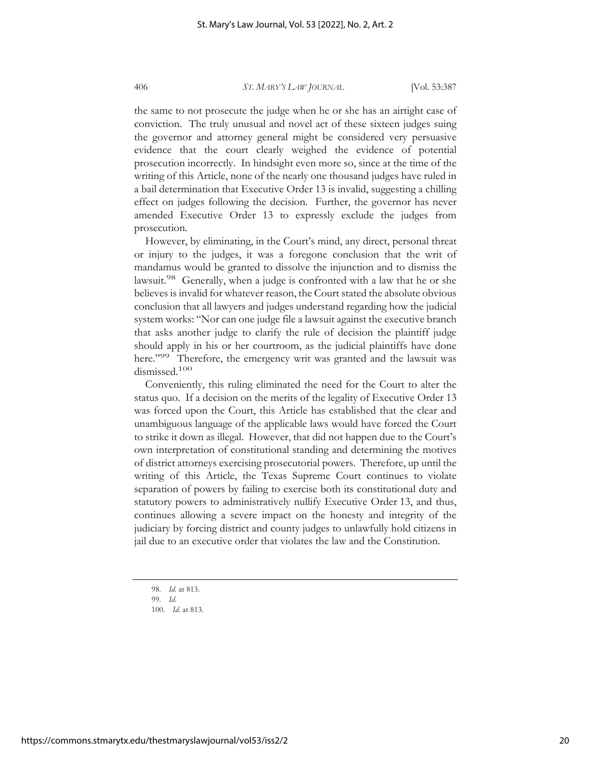the same to not prosecute the judge when he or she has an airtight case of conviction. The truly unusual and novel act of these sixteen judges suing the governor and attorney general might be considered very persuasive evidence that the court clearly weighed the evidence of potential prosecution incorrectly. In hindsight even more so, since at the time of the writing of this Article, none of the nearly one thousand judges have ruled in a bail determination that Executive Order 13 is invalid, suggesting a chilling effect on judges following the decision. Further, the governor has never amended Executive Order 13 to expressly exclude the judges from prosecution.

However, by eliminating, in the Court's mind, any direct, personal threat or injury to the judges, it was a foregone conclusion that the writ of mandamus would be granted to dissolve the injunction and to dismiss the lawsuit.[98] Generally, when a judge is confronted with a law that he or she believes is invalid for whatever reason, the Court stated the absolute obvious conclusion that all lawyers and judges understand regarding how the judicial system works: "Nor can one judge file a lawsuit against the executive branch that asks another judge to clarify the rule of decision the plaintiff judge should apply in his or her courtroom, as the judicial plaintiffs have done here."[99] Therefore, the emergency writ was granted and the lawsuit was dismissed.[100]

Conveniently, this ruling eliminated the need for the Court to alter the status quo. If a decision on the merits of the legality of Executive Order 13 was forced upon the Court, this Article has established that the clear and unambiguous language of the applicable laws would have forced the Court to strike it down as illegal. However, that did not happen due to the Court's own interpretation of constitutional standing and determining the motives of district attorneys exercising prosecutorial powers. Therefore, up until the writing of this Article, the Texas Supreme Court continues to violate separation of powers by failing to exercise both its constitutional duty and statutory powers to administratively nullify Executive Order 13, and thus, continues allowing a severe impact on the honesty and integrity of the judiciary by forcing district and county judges to unlawfully hold citizens in jail due to an executive order that violates the law and the Constitution.

---

98. *Id.* at 813.

99. *Id.*

100. *Id.* at 813.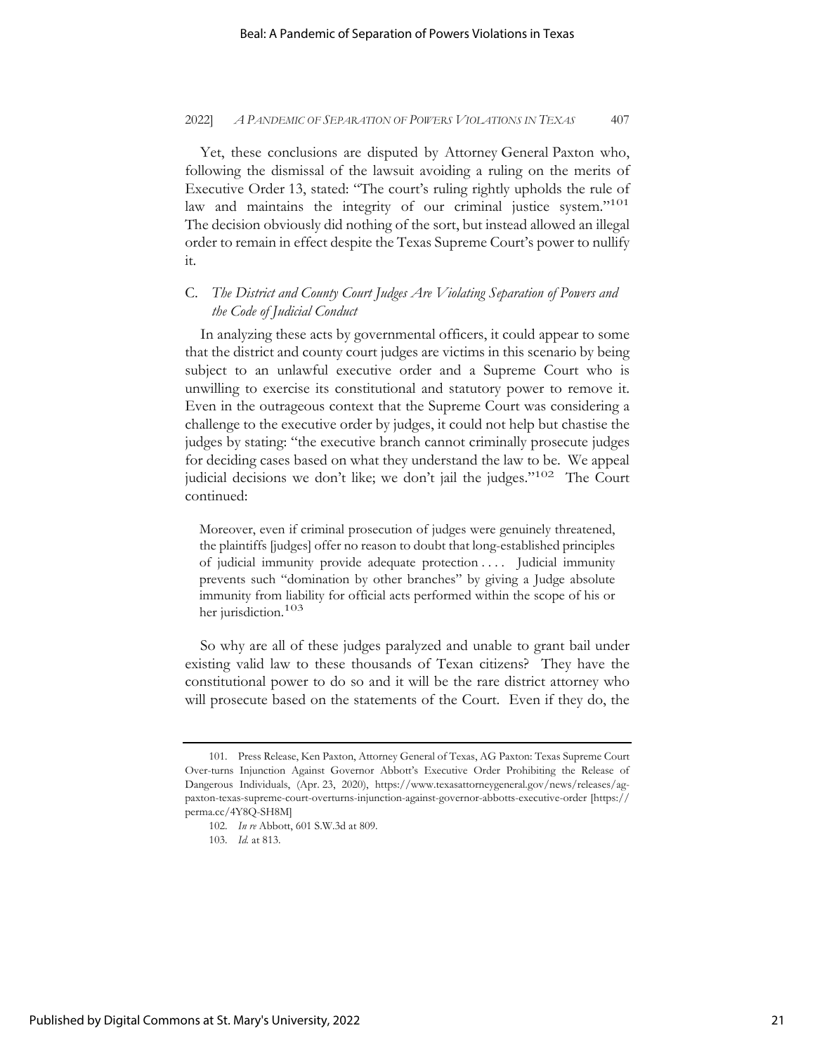Yet, these conclusions are disputed by Attorney General Paxton who, following the dismissal of the lawsuit avoiding a ruling on the merits of Executive Order 13, stated: "The court's ruling rightly upholds the rule of law and maintains the integrity of our criminal justice system."[101] The decision obviously did nothing of the sort, but instead allowed an illegal order to remain in effect despite the Texas Supreme Court's power to nullify it.

### C. *The District and County Court Judges Are Violating Separation of Powers and the Code of Judicial Conduct*

In analyzing these acts by governmental officers, it could appear to some that the district and county court judges are victims in this scenario by being subject to an unlawful executive order and a Supreme Court who is unwilling to exercise its constitutional and statutory power to remove it. Even in the outrageous context that the Supreme Court was considering a challenge to the executive order by judges, it could not help but chastise the judges by stating: "the executive branch cannot criminally prosecute judges for deciding cases based on what they understand the law to be. We appeal judicial decisions we don't like; we don't jail the judges."[102] The Court continued:

> Moreover, even if criminal prosecution of judges were genuinely threatened, the plaintiffs [judges] offer no reason to doubt that long-established principles of judicial immunity provide adequate protection . . . . Judicial immunity prevents such "domination by other branches" by giving a Judge absolute immunity from liability for official acts performed within the scope of his or her jurisdiction.[103]

So why are all of these judges paralyzed and unable to grant bail under existing valid law to these thousands of Texan citizens? They have the constitutional power to do so and it will be the rare district attorney who will prosecute based on the statements of the Court. Even if they do, the

---

101. Press Release, Ken Paxton, Attorney General of Texas, AG Paxton: Texas Supreme Court Over-turns Injunction Against Governor Abbott's Executive Order Prohibiting the Release of Dangerous Individuals, (Apr. 23, 2020), https://www.texasattorneygeneral.gov/news/releases/ag-paxton-texas-supreme-court-overturns-injunction-against-governor-abbotts-executive-order [https://perma.cc/4Y8Q-SH8M]

102. *In re* Abbott, 601 S.W.3d at 809.

103. *Id.* at 813.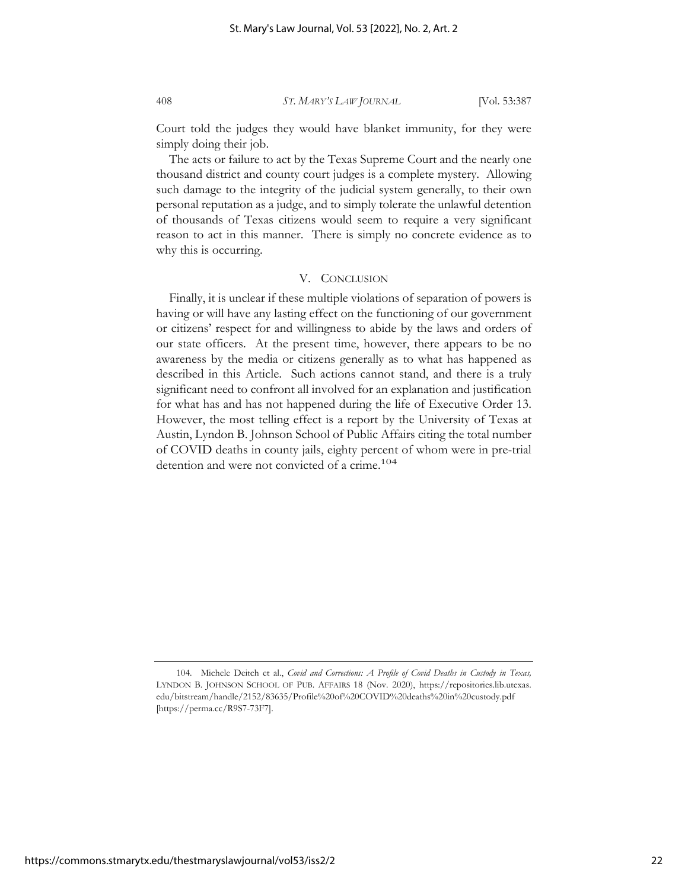Court told the judges they would have blanket immunity, for they were simply doing their job.

The acts or failure to act by the Texas Supreme Court and the nearly one thousand district and county court judges is a complete mystery. Allowing such damage to the integrity of the judicial system generally, to their own personal reputation as a judge, and to simply tolerate the unlawful detention of thousands of Texas citizens would seem to require a very significant reason to act in this manner. There is simply no concrete evidence as to why this is occurring.

## V. Conclusion

Finally, it is unclear if these multiple violations of separation of powers is having or will have any lasting effect on the functioning of our government or citizens' respect for and willingness to abide by the laws and orders of our state officers. At the present time, however, there appears to be no awareness by the media or citizens generally as to what has happened as described in this Article. Such actions cannot stand, and there is a truly significant need to confront all involved for an explanation and justification for what has and has not happened during the life of Executive Order 13. However, the most telling effect is a report by the University of Texas at Austin, Lyndon B. Johnson School of Public Affairs citing the total number of COVID deaths in county jails, eighty percent of whom were in pre-trial detention and were not convicted of a crime.[104]

---

104. Michele Deitch et al., *Covid and Corrections: A Profile of Covid Deaths in Custody in Texas,* LYNDON B. JOHNSON SCHOOL OF PUB. AFFAIRS 18 (Nov. 2020), https://repositories.lib.utexas.edu/bitstream/handle/2152/83635/Profile%20of%20COVID%20deaths%20in%20custody.pdf [https://perma.cc/R9S7-73F7].